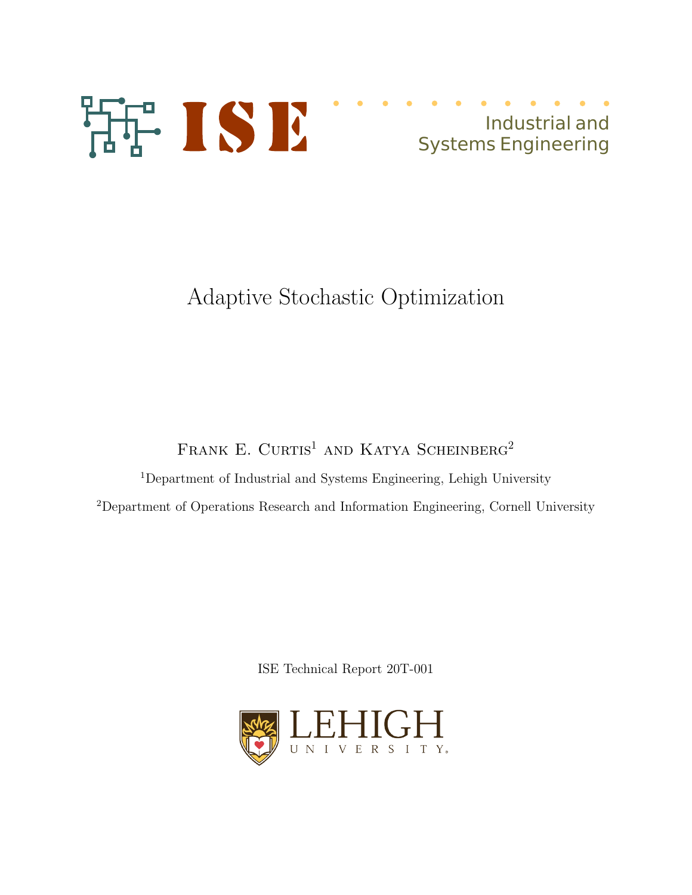ISE

Industrial and Systems Engineering

# Adaptive Stochastic Optimization

Frank E. Curtis[1] and Katya Scheinberg[2]

[1]Department of Industrial and Systems Engineering, Lehigh University

[2]Department of Operations Research and Information Engineering, Cornell University

ISE Technical Report 20T-001

LEHIGH UNIVERSITY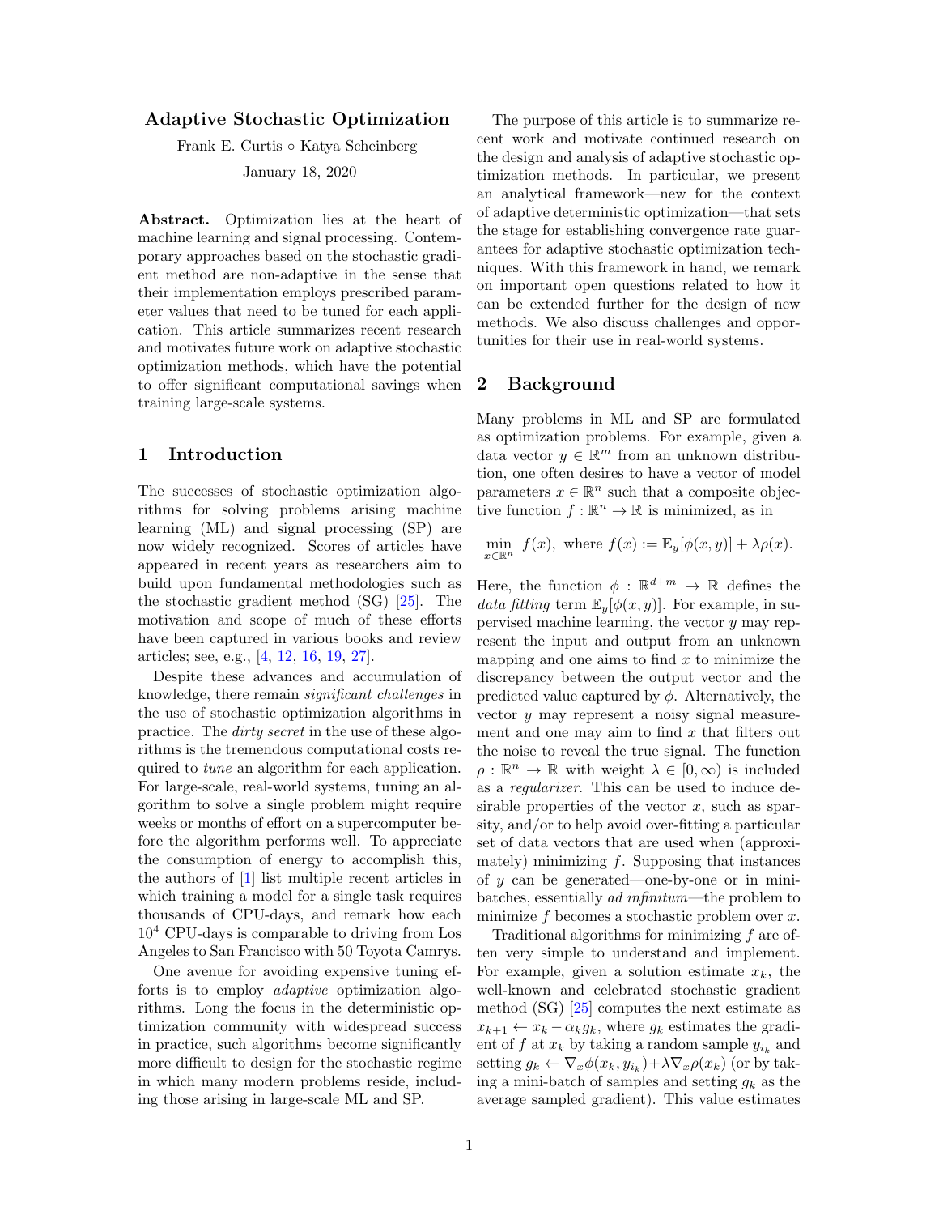# Adaptive Stochastic Optimization

Frank E. Curtis ∘ Katya Scheinberg

January 18, 2020

**Abstract.** Optimization lies at the heart of machine learning and signal processing. Contemporary approaches based on the stochastic gradient method are non-adaptive in the sense that their implementation employs prescribed parameter values that need to be tuned for each application. This article summarizes recent research and motivates future work on adaptive stochastic optimization methods, which have the potential to offer significant computational savings when training large-scale systems.

## 1 Introduction

The successes of stochastic optimization algorithms for solving problems arising machine learning (ML) and signal processing (SP) are now widely recognized. Scores of articles have appeared in recent years as researchers aim to build upon fundamental methodologies such as the stochastic gradient method (SG) [25]. The motivation and scope of much of these efforts have been captured in various books and review articles; see, e.g., [4, 12, 16, 19, 27].

Despite these advances and accumulation of knowledge, there remain *significant challenges* in the use of stochastic optimization algorithms in practice. The *dirty secret* in the use of these algorithms is the tremendous computational costs required to *tune* an algorithm for each application. For large-scale, real-world systems, tuning an algorithm to solve a single problem might require weeks or months of effort on a supercomputer before the algorithm performs well. To appreciate the consumption of energy to accomplish this, the authors of [1] list multiple recent articles in which training a model for a single task requires thousands of CPU-days, and remark how each $10^4$ CPU-days is comparable to driving from Los Angeles to San Francisco with 50 Toyota Camrys.

One avenue for avoiding expensive tuning efforts is to employ *adaptive* optimization algorithms. Long the focus in the deterministic optimization community with widespread success in practice, such algorithms become significantly more difficult to design for the stochastic regime in which many modern problems reside, including those arising in large-scale ML and SP.

The purpose of this article is to summarize recent work and motivate continued research on the design and analysis of adaptive stochastic optimization methods. In particular, we present an analytical framework—new for the context of adaptive deterministic optimization—that sets the stage for establishing convergence rate guarantees for adaptive stochastic optimization techniques. With this framework in hand, we remark on important open questions related to how it can be extended further for the design of new methods. We also discuss challenges and opportunities for their use in real-world systems.

## 2 Background

Many problems in ML and SP are formulated as optimization problems. For example, given a data vector $y \in \mathbb{R}^m$ from an unknown distribution, one often desires to have a vector of model parameters $x \in \mathbb{R}^n$ such that a composite objective function $f : \mathbb{R}^n \to \mathbb{R}$ is minimized, as in

$$\min_{x \in \mathbb{R}^n} \ f(x), \ \text{where } f(x) := \mathbb{E}_y[\phi(x, y)] + \lambda \rho(x).$$

Here, the function $\phi : \mathbb{R}^{d+m} \to \mathbb{R}$ defines the *data fitting* term $\mathbb{E}_y[\phi(x, y)]$. For example, in supervised machine learning, the vector $y$ may represent the input and output from an unknown mapping and one aims to find $x$ to minimize the discrepancy between the output vector and the predicted value captured by $\phi$. Alternatively, the vector $y$ may represent a noisy signal measurement and one may aim to find $x$ that filters out the noise to reveal the true signal. The function $\rho : \mathbb{R}^n \to \mathbb{R}$ with weight $\lambda \in [0, \infty)$ is included as a *regularizer*. This can be used to induce desirable properties of the vector $x$, such as sparsity, and/or to help avoid over-fitting a particular set of data vectors that are used when (approximately) minimizing $f$. Supposing that instances of $y$ can be generated—one-by-one or in mini-batches, essentially *ad infinitum*—the problem to minimize $f$ becomes a stochastic problem over $x$.

Traditional algorithms for minimizing $f$ are often very simple to understand and implement. For example, given a solution estimate $x_k$, the well-known and celebrated stochastic gradient method (SG) [25] computes the next estimate as $x_{k+1} \leftarrow x_k - \alpha_k g_k$, where $g_k$ estimates the gradient of $f$ at $x_k$ by taking a random sample $y_{i_k}$ and setting $g_k \leftarrow \nabla_x \phi(x_k, y_{i_k}) + \lambda \nabla_x \rho(x_k)$ (or by taking a mini-batch of samples and setting $g_k$ as the average sampled gradient). This value estimates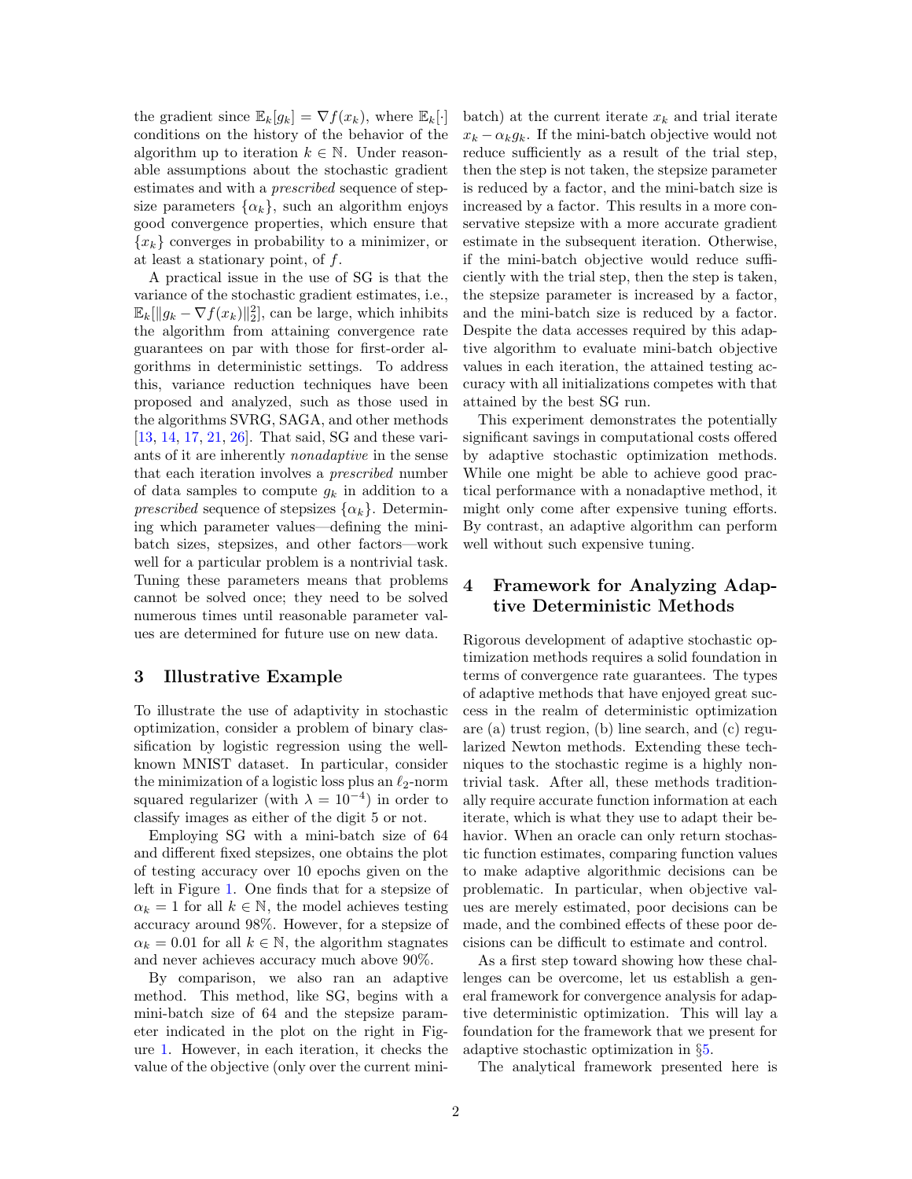the gradient since $\mathbb{E}_k[g_k] = \nabla f(x_k)$, where $\mathbb{E}_k[\cdot]$ conditions on the history of the behavior of the algorithm up to iteration $k \in \mathbb{N}$. Under reasonable assumptions about the stochastic gradient estimates and with a *prescribed* sequence of stepsize parameters $\{\alpha_k\}$, such an algorithm enjoys good convergence properties, which ensure that $\{x_k\}$ converges in probability to a minimizer, or at least a stationary point, of $f$.

A practical issue in the use of SG is that the variance of the stochastic gradient estimates, i.e., $\mathbb{E}_k[\|g_k - \nabla f(x_k)\|_2^2]$, can be large, which inhibits the algorithm from attaining convergence rate guarantees on par with those for first-order algorithms in deterministic settings. To address this, variance reduction techniques have been proposed and analyzed, such as those used in the algorithms SVRG, SAGA, and other methods [13, 14, 17, 21, 26]. That said, SG and these variants of it are inherently *nonadaptive* in the sense that each iteration involves a *prescribed* number of data samples to compute $g_k$ in addition to a *prescribed* sequence of stepsizes $\{\alpha_k\}$. Determining which parameter values—defining the mini-batch sizes, stepsizes, and other factors—work well for a particular problem is a nontrivial task. Tuning these parameters means that problems cannot be solved once; they need to be solved numerous times until reasonable parameter values are determined for future use on new data.

## 3 Illustrative Example

To illustrate the use of adaptivity in stochastic optimization, consider a problem of binary classification by logistic regression using the well-known MNIST dataset. In particular, consider the minimization of a logistic loss plus an $\ell_2$-norm squared regularizer (with $\lambda = 10^{-4}$) in order to classify images as either of the digit 5 or not.

Employing SG with a mini-batch size of 64 and different fixed stepsizes, one obtains the plot of testing accuracy over 10 epochs given on the left in Figure 1. One finds that for a stepsize of $\alpha_k = 1$ for all $k \in \mathbb{N}$, the model achieves testing accuracy around 98%. However, for a stepsize of $\alpha_k = 0.01$ for all $k \in \mathbb{N}$, the algorithm stagnates and never achieves accuracy much above 90%.

By comparison, we also ran an adaptive method. This method, like SG, begins with a mini-batch size of 64 and the stepsize parameter indicated in the plot on the right in Figure 1. However, in each iteration, it checks the value of the objective (only over the current mini-batch) at the current iterate $x_k$ and trial iterate $x_k - \alpha_k g_k$. If the mini-batch objective would not reduce sufficiently as a result of the trial step, then the step is not taken, the stepsize parameter is reduced by a factor, and the mini-batch size is increased by a factor. This results in a more conservative stepsize with a more accurate gradient estimate in the subsequent iteration. Otherwise, if the mini-batch objective would reduce sufficiently with the trial step, then the step is taken, the stepsize parameter is increased by a factor, and the mini-batch size is reduced by a factor. Despite the data accesses required by this adaptive algorithm to evaluate mini-batch objective values in each iteration, the attained testing accuracy with all initializations competes with that attained by the best SG run.

This experiment demonstrates the potentially significant savings in computational costs offered by adaptive stochastic optimization methods. While one might be able to achieve good practical performance with a nonadaptive method, it might only come after expensive tuning efforts. By contrast, an adaptive algorithm can perform well without such expensive tuning.

## 4 Framework for Analyzing Adaptive Deterministic Methods

Rigorous development of adaptive stochastic optimization methods requires a solid foundation in terms of convergence rate guarantees. The types of adaptive methods that have enjoyed great success in the realm of deterministic optimization are (a) trust region, (b) line search, and (c) regularized Newton methods. Extending these techniques to the stochastic regime is a highly nontrivial task. After all, these methods traditionally require accurate function information at each iterate, which is what they use to adapt their behavior. When an oracle can only return stochastic function estimates, comparing function values to make adaptive algorithmic decisions can be problematic. In particular, when objective values are merely estimated, poor decisions can be made, and the combined effects of these poor decisions can be difficult to estimate and control.

As a first step toward showing how these challenges can be overcome, let us establish a general framework for convergence analysis for adaptive deterministic optimization. This will lay a foundation for the framework that we present for adaptive stochastic optimization in §5.

The analytical framework presented here is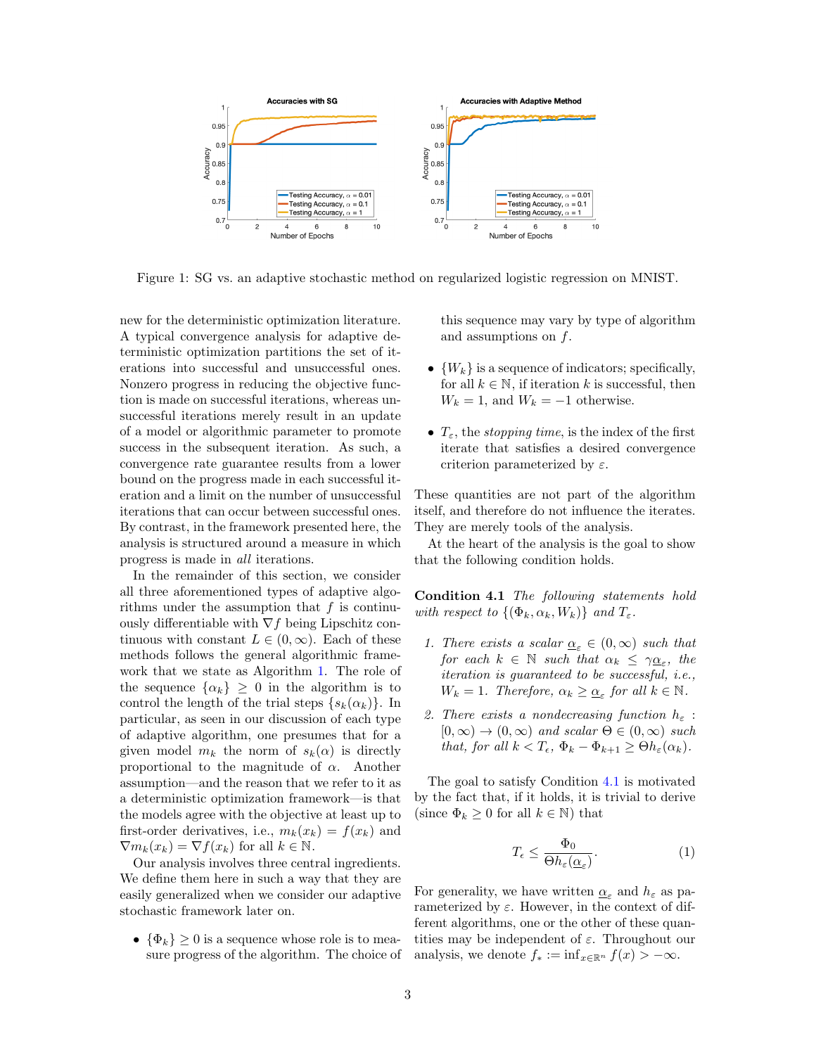Figure 1: SG vs. an adaptive stochastic method on regularized logistic regression on MNIST.

new for the deterministic optimization literature. A typical convergence analysis for adaptive deterministic optimization partitions the set of iterations into successful and unsuccessful ones. Nonzero progress in reducing the objective function is made on successful iterations, whereas unsuccessful iterations merely result in an update of a model or algorithmic parameter to promote success in the subsequent iteration. As such, a convergence rate guarantee results from a lower bound on the progress made in each successful iteration and a limit on the number of unsuccessful iterations that can occur between successful ones. By contrast, in the framework presented here, the analysis is structured around a measure in which progress is made in *all* iterations.

In the remainder of this section, we consider all three aforementioned types of adaptive algorithms under the assumption that $f$ is continuously differentiable with $\nabla f$ being Lipschitz continuous with constant $L \in (0, \infty)$. Each of these methods follows the general algorithmic framework that we state as Algorithm 1. The role of the sequence $\{\alpha_k\} \geq 0$ in the algorithm is to control the length of the trial steps $\{s_k(\alpha_k)\}$. In particular, as seen in our discussion of each type of adaptive algorithm, one presumes that for a given model $m_k$ the norm of $s_k(\alpha)$ is directly proportional to the magnitude of $\alpha$. Another assumption—and the reason that we refer to it as a deterministic optimization framework—is that the models agree with the objective at least up to first-order derivatives, i.e., $m_k(x_k) = f(x_k)$ and $\nabla m_k(x_k) = \nabla f(x_k)$ for all $k \in \mathbb{N}$.

Our analysis involves three central ingredients. We define them here in such a way that they are easily generalized when we consider our adaptive stochastic framework later on.

- $\{\Phi_k\} \geq 0$ is a sequence whose role is to measure progress of the algorithm. The choice of this sequence may vary by type of algorithm and assumptions on $f$.
- $\{W_k\}$ is a sequence of indicators; specifically, for all $k \in \mathbb{N}$, if iteration $k$ is successful, then $W_k = 1$, and $W_k = -1$ otherwise.
- $T_\varepsilon$, the *stopping time*, is the index of the first iterate that satisfies a desired convergence criterion parameterized by $\varepsilon$.

These quantities are not part of the algorithm itself, and therefore do not influence the iterates. They are merely tools of the analysis.

At the heart of the analysis is the goal to show that the following condition holds.

**Condition 4.1** *The following statements hold with respect to $\{(\Phi_k, \alpha_k, W_k)\}$ and $T_\varepsilon$.*

1. *There exists a scalar $\underline{\alpha}_\varepsilon \in (0, \infty)$ such that for each $k \in \mathbb{N}$ such that $\alpha_k \leq \gamma\underline{\alpha}_\varepsilon$, the iteration is guaranteed to be successful, i.e., $W_k = 1$. Therefore, $\alpha_k \geq \underline{\alpha}_\varepsilon$ for all $k \in \mathbb{N}$.*
2. *There exists a nondecreasing function $h_\varepsilon : [0, \infty) \to (0, \infty)$ and scalar $\Theta \in (0, \infty)$ such that, for all $k < T_\epsilon$, $\Phi_k - \Phi_{k+1} \geq \Theta h_\varepsilon(\alpha_k)$.*

The goal to satisfy Condition 4.1 is motivated by the fact that, if it holds, it is trivial to derive (since $\Phi_k \geq 0$ for all $k \in \mathbb{N}$) that

$$T_\epsilon \leq \frac{\Phi_0}{\Theta h_\varepsilon(\underline{\alpha}_\varepsilon)}. \tag{1}$$

For generality, we have written $\underline{\alpha}_\varepsilon$ and $h_\varepsilon$ as parameterized by $\varepsilon$. However, in the context of different algorithms, one or the other of these quantities may be independent of $\varepsilon$. Throughout our analysis, we denote $f_* := \inf_{x\in\mathbb{R}^n} f(x) > -\infty$.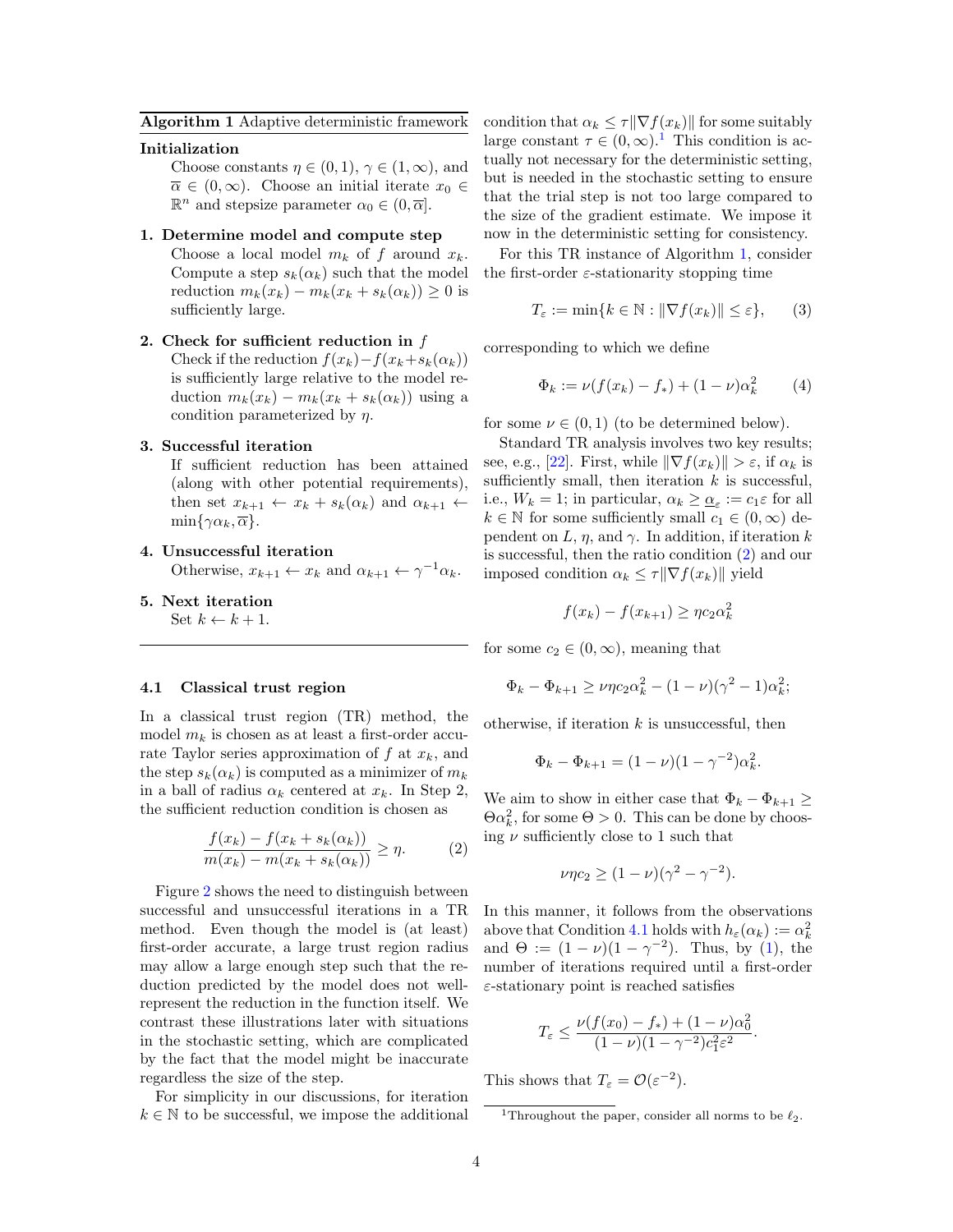**Algorithm 1** Adaptive deterministic framework

**Initialization**
Choose constants $\eta \in (0,1)$, $\gamma \in (1,\infty)$, and $\overline{\alpha} \in (0,\infty)$. Choose an initial iterate $x_0 \in \mathbb{R}^n$ and stepsize parameter $\alpha_0 \in (0,\overline{\alpha}]$.

**1. Determine model and compute step**
Choose a local model $m_k$ of $f$ around $x_k$. Compute a step $s_k(\alpha_k)$ such that the model reduction $m_k(x_k) - m_k(x_k + s_k(\alpha_k)) \geq 0$ is sufficiently large.

**2. Check for sufficient reduction in $f$**
Check if the reduction $f(x_k) - f(x_k + s_k(\alpha_k))$ is sufficiently large relative to the model reduction $m_k(x_k) - m_k(x_k + s_k(\alpha_k))$ using a condition parameterized by $\eta$.

**3. Successful iteration**
If sufficient reduction has been attained (along with other potential requirements), then set $x_{k+1} \leftarrow x_k + s_k(\alpha_k)$ and $\alpha_{k+1} \leftarrow \min\{\gamma\alpha_k, \overline{\alpha}\}$.

**4. Unsuccessful iteration**
Otherwise, $x_{k+1} \leftarrow x_k$ and $\alpha_{k+1} \leftarrow \gamma^{-1}\alpha_k$.

**5. Next iteration**
Set $k \leftarrow k+1$.

### 4.1 Classical trust region

In a classical trust region (TR) method, the model $m_k$ is chosen as at least a first-order accurate Taylor series approximation of $f$ at $x_k$, and the step $s_k(\alpha_k)$ is computed as a minimizer of $m_k$ in a ball of radius $\alpha_k$ centered at $x_k$. In Step 2, the sufficient reduction condition is chosen as

$$\frac{f(x_k) - f(x_k + s_k(\alpha_k))}{m(x_k) - m(x_k + s_k(\alpha_k))} \geq \eta. \tag{2}$$

Figure 2 shows the need to distinguish between successful and unsuccessful iterations in a TR method. Even though the model is (at least) first-order accurate, a large trust region radius may allow a large enough step such that the reduction predicted by the model does not well-represent the reduction in the function itself. We contrast these illustrations later with situations in the stochastic setting, which are complicated by the fact that the model might be inaccurate regardless the size of the step.

For simplicity in our discussions, for iteration $k \in \mathbb{N}$ to be successful, we impose the additional condition that $\alpha_k \leq \tau\|\nabla f(x_k)\|$ for some suitably large constant $\tau \in (0,\infty)$.[1] This condition is actually not necessary for the deterministic setting, but is needed in the stochastic setting to ensure that the trial step is not too large compared to the size of the gradient estimate. We impose it now in the deterministic setting for consistency.

For this TR instance of Algorithm 1, consider the first-order $\varepsilon$-stationarity stopping time

$$T_\varepsilon := \min\{k \in \mathbb{N} : \|\nabla f(x_k)\| \leq \varepsilon\}, \tag{3}$$

corresponding to which we define

$$\Phi_k := \nu(f(x_k) - f_*) + (1-\nu)\alpha_k^2 \tag{4}$$

for some $\nu \in (0,1)$ (to be determined below).

Standard TR analysis involves two key results; see, e.g., [22]. First, while $\|\nabla f(x_k)\| > \varepsilon$, if $\alpha_k$ is sufficiently small, then iteration $k$ is successful, i.e., $W_k = 1$; in particular, $\alpha_k \geq \underline{\alpha}_\varepsilon := c_1\varepsilon$ for all $k \in \mathbb{N}$ for some sufficiently small $c_1 \in (0,\infty)$ dependent on $L$, $\eta$, and $\gamma$. In addition, if iteration $k$ is successful, then the ratio condition (2) and our imposed condition $\alpha_k \leq \tau\|\nabla f(x_k)\|$ yield

$$f(x_k) - f(x_{k+1}) \geq \eta c_2 \alpha_k^2$$

for some $c_2 \in (0,\infty)$, meaning that

$$\Phi_k - \Phi_{k+1} \geq \nu\eta c_2\alpha_k^2 - (1-\nu)(\gamma^2 - 1)\alpha_k^2;$$

otherwise, if iteration $k$ is unsuccessful, then

$$\Phi_k - \Phi_{k+1} = (1-\nu)(1-\gamma^{-2})\alpha_k^2.$$

We aim to show in either case that $\Phi_k - \Phi_{k+1} \geq \Theta\alpha_k^2$, for some $\Theta > 0$. This can be done by choosing $\nu$ sufficiently close to 1 such that

$$\nu\eta c_2 \geq (1-\nu)(\gamma^2 - \gamma^{-2}).$$

In this manner, it follows from the observations above that Condition 4.1 holds with $h_\varepsilon(\alpha_k) := \alpha_k^2$ and $\Theta := (1-\nu)(1-\gamma^{-2})$. Thus, by (1), the number of iterations required until a first-order $\varepsilon$-stationary point is reached satisfies

$$T_\varepsilon \leq \frac{\nu(f(x_0) - f_*) + (1-\nu)\alpha_0^2}{(1-\nu)(1-\gamma^{-2})c_1^2\varepsilon^2}.$$

This shows that $T_\varepsilon = \mathcal{O}(\varepsilon^{-2})$.

[1] Throughout the paper, consider all norms to be $\ell_2$.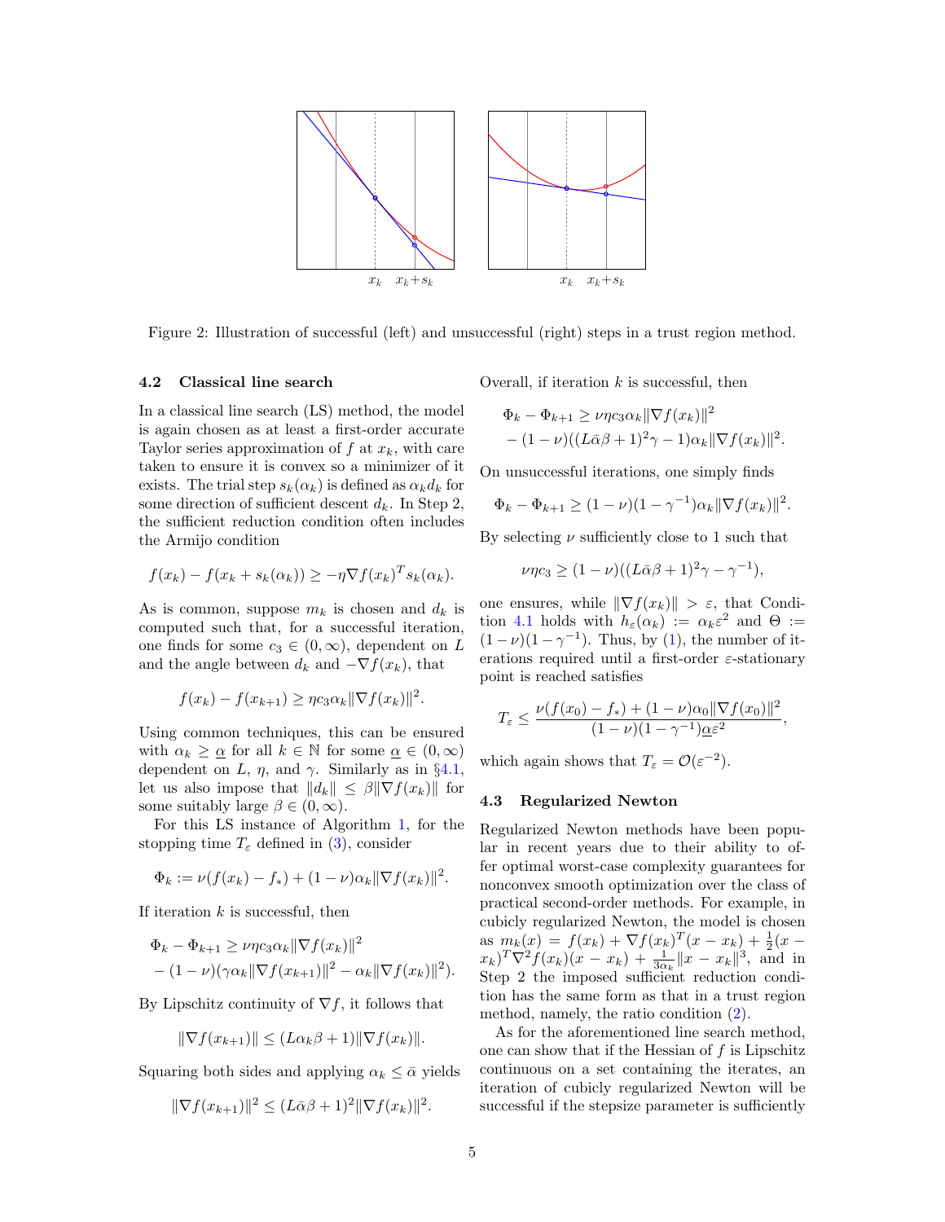Figure 2: Illustration of successful (left) and unsuccessful (right) steps in a trust region method.

### 4.2 Classical line search

In a classical line search (LS) method, the model is again chosen as at least a first-order accurate Taylor series approximation of $f$ at $x_k$, with care taken to ensure it is convex so a minimizer of it exists. The trial step $s_k(\alpha_k)$ is defined as $\alpha_k d_k$ for some direction of sufficient descent $d_k$. In Step 2, the sufficient reduction condition often includes the Armijo condition

$$f(x_k) - f(x_k + s_k(\alpha_k)) \geq -\eta \nabla f(x_k)^T s_k(\alpha_k).$$

As is common, suppose $m_k$ is chosen and $d_k$ is computed such that, for a successful iteration, one finds for some $c_3 \in (0, \infty)$, dependent on $L$ and the angle between $d_k$ and $-\nabla f(x_k)$, that

$$f(x_k) - f(x_{k+1}) \geq \eta c_3 \alpha_k \|\nabla f(x_k)\|^2.$$

Using common techniques, this can be ensured with $\alpha_k \geq \underline{\alpha}$ for all $k \in \mathbb{N}$ for some $\underline{\alpha} \in (0, \infty)$ dependent on $L$, $\eta$, and $\gamma$. Similarly as in §4.1, let us also impose that $\|d_k\| \leq \beta \|\nabla f(x_k)\|$ for some suitably large $\beta \in (0, \infty)$.

For this LS instance of Algorithm 1, for the stopping time $T_\varepsilon$ defined in (3), consider

$$\Phi_k := \nu(f(x_k) - f_*) + (1 - \nu)\alpha_k \|\nabla f(x_k)\|^2.$$

If iteration $k$ is successful, then

$$\Phi_k - \Phi_{k+1} \geq \nu \eta c_3 \alpha_k \|\nabla f(x_k)\|^2 \\ - (1 - \nu)(\gamma \alpha_k \|\nabla f(x_{k+1})\|^2 - \alpha_k \|\nabla f(x_k)\|^2).$$

By Lipschitz continuity of $\nabla f$, it follows that

$$\|\nabla f(x_{k+1})\| \leq (L \alpha_k \beta + 1)\|\nabla f(x_k)\|.$$

Squaring both sides and applying $\alpha_k \leq \bar{\alpha}$ yields

$$\|\nabla f(x_{k+1})\|^2 \leq (L\bar{\alpha}\beta + 1)^2 \|\nabla f(x_k)\|^2.$$

Overall, if iteration $k$ is successful, then

$$\Phi_k - \Phi_{k+1} \geq \nu \eta c_3 \alpha_k \|\nabla f(x_k)\|^2 \\ - (1 - \nu)((L\bar{\alpha}\beta + 1)^2 \gamma - 1)\alpha_k \|\nabla f(x_k)\|^2.$$

On unsuccessful iterations, one simply finds

$$\Phi_k - \Phi_{k+1} \geq (1 - \nu)(1 - \gamma^{-1})\alpha_k \|\nabla f(x_k)\|^2.$$

By selecting $\nu$ sufficiently close to 1 such that

$$\nu \eta c_3 \geq (1 - \nu)((L\bar{\alpha}\beta + 1)^2 \gamma - \gamma^{-1}),$$

one ensures, while $\|\nabla f(x_k)\| > \varepsilon$, that Condition 4.1 holds with $h_\varepsilon(\alpha_k) := \alpha_k \varepsilon^2$ and $\Theta := (1 - \nu)(1 - \gamma^{-1})$. Thus, by (1), the number of iterations required until a first-order $\varepsilon$-stationary point is reached satisfies

$$T_\varepsilon \leq \frac{\nu(f(x_0) - f_*) + (1 - \nu)\alpha_0 \|\nabla f(x_0)\|^2}{(1 - \nu)(1 - \gamma^{-1})\underline{\alpha}\varepsilon^2},$$

which again shows that $T_\varepsilon = \mathcal{O}(\varepsilon^{-2})$.

### 4.3 Regularized Newton

Regularized Newton methods have been popular in recent years due to their ability to offer optimal worst-case complexity guarantees for nonconvex smooth optimization over the class of practical second-order methods. For example, in cubicly regularized Newton, the model is chosen as $m_k(x) = f(x_k) + \nabla f(x_k)^T(x - x_k) + \frac{1}{2}(x - x_k)^T \nabla^2 f(x_k)(x - x_k) + \frac{1}{3\alpha_k}\|x - x_k\|^3$, and in Step 2 the imposed sufficient reduction condition has the same form as that in a trust region method, namely, the ratio condition (2).

As for the aforementioned line search method, one can show that if the Hessian of $f$ is Lipschitz continuous on a set containing the iterates, an iteration of cubicly regularized Newton will be successful if the stepsize parameter is sufficiently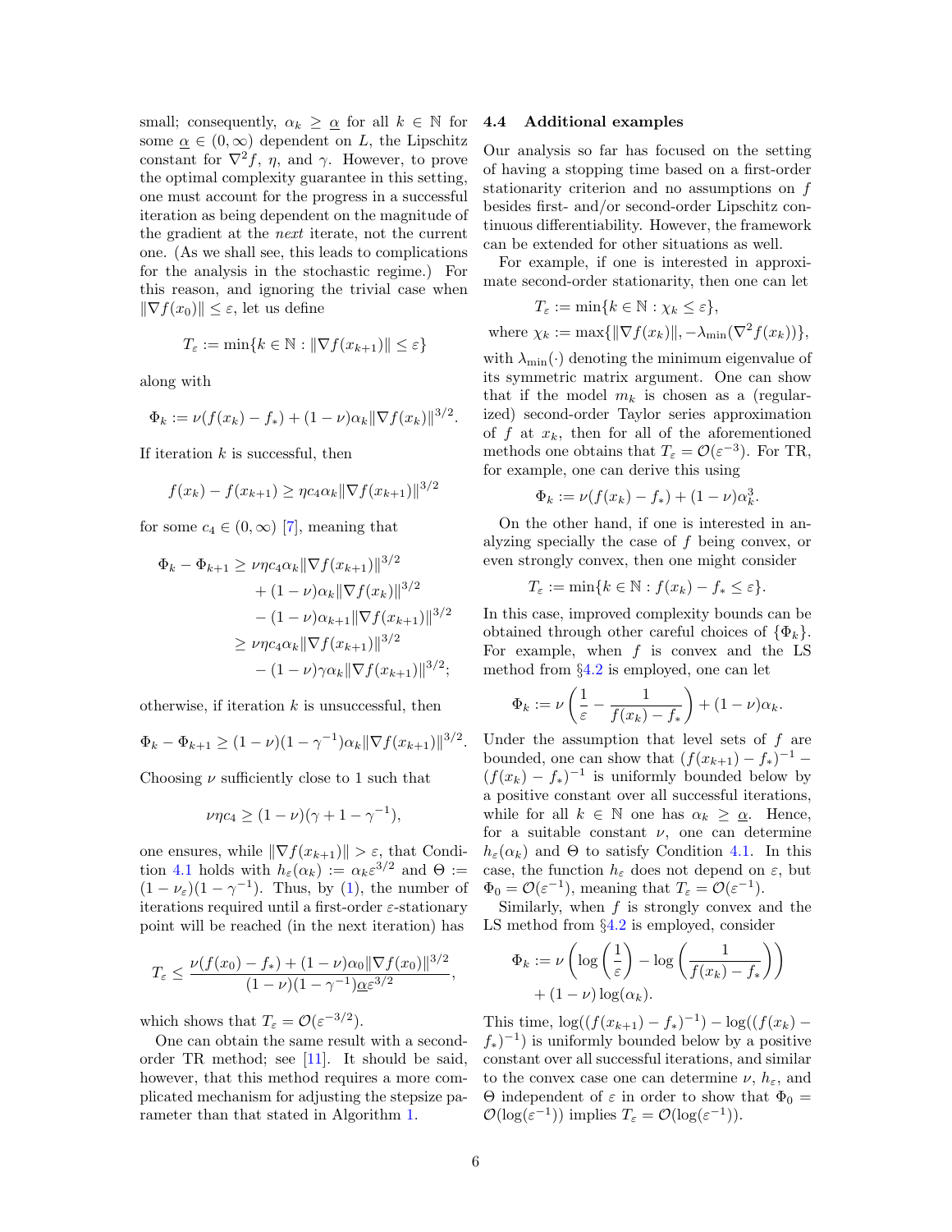small; consequently, $\alpha_k \geq \underline{\alpha}$ for all $k \in \mathbb{N}$ for some $\underline{\alpha} \in (0, \infty)$ dependent on $L$, the Lipschitz constant for $\nabla^2 f$, $\eta$, and $\gamma$. However, to prove the optimal complexity guarantee in this setting, one must account for the progress in a successful iteration as being dependent on the magnitude of the gradient at the *next* iterate, not the current one. (As we shall see, this leads to complications for the analysis in the stochastic regime.) For this reason, and ignoring the trivial case when $\|\nabla f(x_0)\| \leq \varepsilon$, let us define

$$T_\varepsilon := \min\{k \in \mathbb{N} : \|\nabla f(x_{k+1})\| \leq \varepsilon\}$$

along with

$$\Phi_k := \nu(f(x_k) - f_*) + (1 - \nu)\alpha_k \|\nabla f(x_k)\|^{3/2}.$$

If iteration $k$ is successful, then

$$f(x_k) - f(x_{k+1}) \geq \eta c_4 \alpha_k \|\nabla f(x_{k+1})\|^{3/2}$$

for some $c_4 \in (0, \infty)$ [7], meaning that

$$\begin{aligned}
\Phi_k - \Phi_{k+1} &\geq \nu \eta c_4 \alpha_k \|\nabla f(x_{k+1})\|^{3/2} \\
&\quad + (1 - \nu)\alpha_k \|\nabla f(x_k)\|^{3/2} \\
&\quad - (1 - \nu)\alpha_{k+1} \|\nabla f(x_{k+1})\|^{3/2} \\
&\geq \nu \eta c_4 \alpha_k \|\nabla f(x_{k+1})\|^{3/2} \\
&\quad - (1 - \nu)\gamma \alpha_k \|\nabla f(x_{k+1})\|^{3/2};
\end{aligned}$$

otherwise, if iteration $k$ is unsuccessful, then

$$\Phi_k - \Phi_{k+1} \geq (1 - \nu)(1 - \gamma^{-1})\alpha_k \|\nabla f(x_{k+1})\|^{3/2}.$$

Choosing $\nu$ sufficiently close to 1 such that

$$\nu \eta c_4 \geq (1 - \nu)(\gamma + 1 - \gamma^{-1}),$$

one ensures, while $\|\nabla f(x_{k+1})\| > \varepsilon$, that Condition 4.1 holds with $h_\varepsilon(\alpha_k) := \alpha_k \varepsilon^{3/2}$ and $\Theta := (1 - \nu_\varepsilon)(1 - \gamma^{-1})$. Thus, by (1), the number of iterations required until a first-order $\varepsilon$-stationary point will be reached (in the next iteration) has

$$T_\varepsilon \leq \frac{\nu(f(x_0) - f_*) + (1 - \nu)\alpha_0 \|\nabla f(x_0)\|^{3/2}}{(1 - \nu)(1 - \gamma^{-1})\underline{\alpha}\varepsilon^{3/2}},$$

which shows that $T_\varepsilon = \mathcal{O}(\varepsilon^{-3/2})$.

One can obtain the same result with a second-order TR method; see [11]. It should be said, however, that this method requires a more complicated mechanism for adjusting the stepsize parameter than that stated in Algorithm 1.

### 4.4 Additional examples

Our analysis so far has focused on the setting of having a stopping time based on a first-order stationarity criterion and no assumptions on $f$ besides first- and/or second-order Lipschitz continuous differentiability. However, the framework can be extended for other situations as well.

For example, if one is interested in approximate second-order stationarity, then one can let

$$T_\varepsilon := \min\{k \in \mathbb{N} : \chi_k \leq \varepsilon\},$$

$$\text{where } \chi_k := \max\{\|\nabla f(x_k)\|, -\lambda_{\min}(\nabla^2 f(x_k))\},$$

with $\lambda_{\min}(\cdot)$ denoting the minimum eigenvalue of its symmetric matrix argument. One can show that if the model $m_k$ is chosen as a (regularized) second-order Taylor series approximation of $f$ at $x_k$, then for all of the aforementioned methods one obtains that $T_\varepsilon = \mathcal{O}(\varepsilon^{-3})$. For TR, for example, one can derive this using

$$\Phi_k := \nu(f(x_k) - f_*) + (1 - \nu)\alpha_k^3.$$

On the other hand, if one is interested in analyzing specially the case of $f$ being convex, or even strongly convex, then one might consider

$$T_\varepsilon := \min\{k \in \mathbb{N} : f(x_k) - f_* \leq \varepsilon\}.$$

In this case, improved complexity bounds can be obtained through other careful choices of $\{\Phi_k\}$. For example, when $f$ is convex and the LS method from §4.2 is employed, one can let

$$\Phi_k := \nu\left(\frac{1}{\varepsilon} - \frac{1}{f(x_k) - f_*}\right) + (1 - \nu)\alpha_k.$$

Under the assumption that level sets of $f$ are bounded, one can show that $(f(x_{k+1}) - f_*)^{-1} - (f(x_k) - f_*)^{-1}$ is uniformly bounded below by a positive constant over all successful iterations, while for all $k \in \mathbb{N}$ one has $\alpha_k \geq \underline{\alpha}$. Hence, for a suitable constant $\nu$, one can determine $h_\varepsilon(\alpha_k)$ and $\Theta$ to satisfy Condition 4.1. In this case, the function $h_\varepsilon$ does not depend on $\varepsilon$, but $\Phi_0 = \mathcal{O}(\varepsilon^{-1})$, meaning that $T_\varepsilon = \mathcal{O}(\varepsilon^{-1})$.

Similarly, when $f$ is strongly convex and the LS method from §4.2 is employed, consider

$$\begin{aligned}
\Phi_k := \nu&\left(\log\left(\frac{1}{\varepsilon}\right) - \log\left(\frac{1}{f(x_k) - f_*}\right)\right) \\
&+ (1 - \nu)\log(\alpha_k).
\end{aligned}$$

This time, $\log((f(x_{k+1}) - f_*)^{-1}) - \log((f(x_k) - f_*)^{-1})$ is uniformly bounded below by a positive constant over all successful iterations, and similar to the convex case one can determine $\nu$, $h_\varepsilon$, and $\Theta$ independent of $\varepsilon$ in order to show that $\Phi_0 = \mathcal{O}(\log(\varepsilon^{-1}))$ implies $T_\varepsilon = \mathcal{O}(\log(\varepsilon^{-1}))$.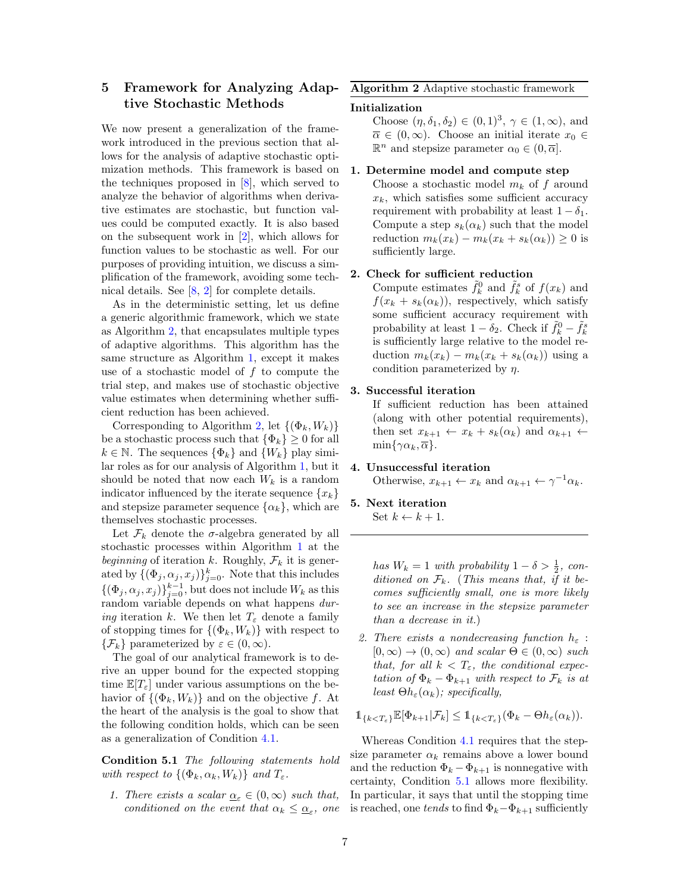## 5 Framework for Analyzing Adaptive Stochastic Methods

We now present a generalization of the framework introduced in the previous section that allows for the analysis of adaptive stochastic optimization methods. This framework is based on the techniques proposed in [8], which served to analyze the behavior of algorithms when derivative estimates are stochastic, but function values could be computed exactly. It is also based on the subsequent work in [2], which allows for function values to be stochastic as well. For our purposes of providing intuition, we discuss a simplification of the framework, avoiding some technical details. See [8, 2] for complete details.

As in the deterministic setting, let us define a generic algorithmic framework, which we state as Algorithm 2, that encapsulates multiple types of adaptive algorithms. This algorithm has the same structure as Algorithm 1, except it makes use of a stochastic model of $f$ to compute the trial step, and makes use of stochastic objective value estimates when determining whether sufficient reduction has been achieved.

Corresponding to Algorithm 2, let $\{(\Phi_k, W_k)\}$ be a stochastic process such that $\{\Phi_k\} \geq 0$ for all $k \in \mathbb{N}$. The sequences $\{\Phi_k\}$ and $\{W_k\}$ play similar roles as for our analysis of Algorithm 1, but it should be noted that now each $W_k$ is a random indicator influenced by the iterate sequence $\{x_k\}$ and stepsize parameter sequence $\{\alpha_k\}$, which are themselves stochastic processes.

Let $\mathcal{F}_k$ denote the $\sigma$-algebra generated by all stochastic processes within Algorithm 1 at the *beginning* of iteration $k$. Roughly, $\mathcal{F}_k$ it is generated by $\{(\Phi_j, \alpha_j, x_j)\}_{j=0}^{k}$. Note that this includes $\{(\Phi_j, \alpha_j, x_j)\}_{j=0}^{k-1}$, but does not include $W_k$ as this random variable depends on what happens *during* iteration $k$. We then let $T_\varepsilon$ denote a family of stopping times for $\{(\Phi_k, W_k)\}$ with respect to $\{\mathcal{F}_k\}$ parameterized by $\varepsilon \in (0, \infty)$.

The goal of our analytical framework is to derive an upper bound for the expected stopping time $\mathbb{E}[T_\varepsilon]$ under various assumptions on the behavior of $\{(\Phi_k, W_k)\}$ and on the objective $f$. At the heart of the analysis is the goal to show that the following condition holds, which can be seen as a generalization of Condition 4.1.

**Condition 5.1** *The following statements hold with respect to $\{(\Phi_k, \alpha_k, W_k)\}$ and $T_\varepsilon$.*

1. *There exists a scalar $\underline{\alpha}_\varepsilon \in (0, \infty)$ such that, conditioned on the event that $\alpha_k \leq \underline{\alpha}_\varepsilon$, one has $W_k = 1$ with probability $1 - \delta > \frac{1}{2}$, conditioned on $\mathcal{F}_k$. (This means that, if it becomes sufficiently small, one is more likely to see an increase in the stepsize parameter than a decrease in it.)*
2. *There exists a nondecreasing function $h_\varepsilon : [0, \infty) \to (0, \infty)$ and scalar $\Theta \in (0, \infty)$ such that, for all $k < T_\varepsilon$, the conditional expectation of $\Phi_k - \Phi_{k+1}$ with respect to $\mathcal{F}_k$ is at least $\Theta h_\varepsilon(\alpha_k)$; specifically,*

$$\mathbb{1}_{\{k<T_\varepsilon\}} \mathbb{E}[\Phi_{k+1} | \mathcal{F}_k] \leq \mathbb{1}_{\{k<T_\varepsilon\}} (\Phi_k - \Theta h_\varepsilon(\alpha_k)).$$

---

**Algorithm 2** Adaptive stochastic framework

**Initialization**
Choose $(\eta, \delta_1, \delta_2) \in (0,1)^3$, $\gamma \in (1, \infty)$, and $\overline{\alpha} \in (0, \infty)$. Choose an initial iterate $x_0 \in \mathbb{R}^n$ and stepsize parameter $\alpha_0 \in (0, \overline{\alpha}]$.

**1. Determine model and compute step**
Choose a stochastic model $m_k$ of $f$ around $x_k$, which satisfies some sufficient accuracy requirement with probability at least $1 - \delta_1$. Compute a step $s_k(\alpha_k)$ such that the model reduction $m_k(x_k) - m_k(x_k + s_k(\alpha_k)) \geq 0$ is sufficiently large.

**2. Check for sufficient reduction**
Compute estimates $\tilde{f}_k^0$ and $\tilde{f}_k^s$ of $f(x_k)$ and $f(x_k + s_k(\alpha_k))$, respectively, which satisfy some sufficient accuracy requirement with probability at least $1 - \delta_2$. Check if $\tilde{f}_k^0 - \tilde{f}_k^s$ is sufficiently large relative to the model reduction $m_k(x_k) - m_k(x_k + s_k(\alpha_k))$ using a condition parameterized by $\eta$.

**3. Successful iteration**
If sufficient reduction has been attained (along with other potential requirements), then set $x_{k+1} \leftarrow x_k + s_k(\alpha_k)$ and $\alpha_{k+1} \leftarrow \min\{\gamma\alpha_k, \overline{\alpha}\}$.

**4. Unsuccessful iteration**
Otherwise, $x_{k+1} \leftarrow x_k$ and $\alpha_{k+1} \leftarrow \gamma^{-1}\alpha_k$.

**5. Next iteration**
Set $k \leftarrow k + 1$.

---

Whereas Condition 4.1 requires that the stepsize parameter $\alpha_k$ remains above a lower bound and the reduction $\Phi_k - \Phi_{k+1}$ is nonnegative with certainty, Condition 5.1 allows more flexibility. In particular, it says that until the stopping time is reached, one *tends* to find $\Phi_k - \Phi_{k+1}$ sufficiently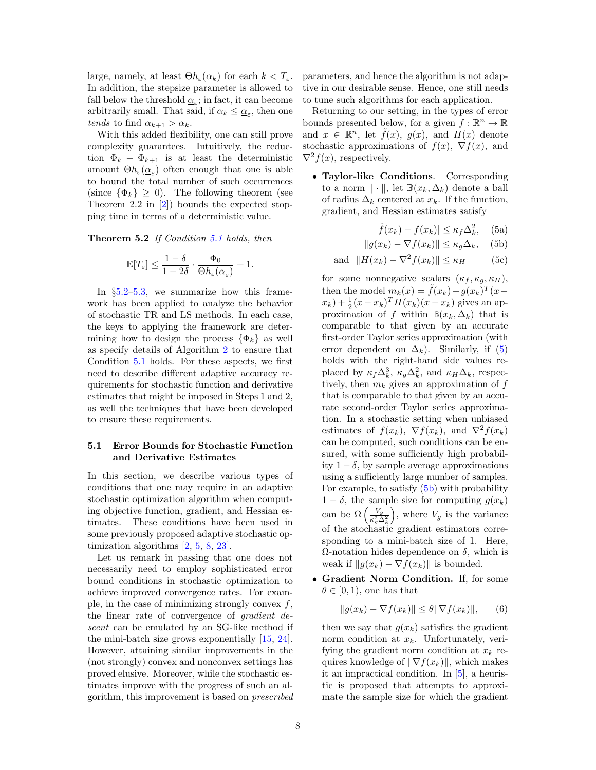large, namely, at least $\Theta h_\varepsilon(\alpha_k)$ for each $k < T_\varepsilon$. In addition, the stepsize parameter is allowed to fall below the threshold $\underline{\alpha}_\varepsilon$; in fact, it can become arbitrarily small. That said, if $\alpha_k \leq \underline{\alpha}_\varepsilon$, then one *tends* to find $\alpha_{k+1} > \alpha_k$.

With this added flexibility, one can still prove complexity guarantees. Intuitively, the reduction $\Phi_k - \Phi_{k+1}$ is at least the deterministic amount $\Theta h_\varepsilon(\underline{\alpha}_\varepsilon)$ often enough that one is able to bound the total number of such occurrences (since $\{\Phi_k\} \geq 0$). The following theorem (see Theorem 2.2 in [2]) bounds the expected stopping time in terms of a deterministic value.

**Theorem 5.2** *If Condition 5.1 holds, then*

$$\mathbb{E}[T_\varepsilon] \leq \frac{1-\delta}{1-2\delta} \cdot \frac{\Phi_0}{\Theta h_\varepsilon(\underline{\alpha}_\varepsilon)} + 1.$$

In §5.2–5.3, we summarize how this framework has been applied to analyze the behavior of stochastic TR and LS methods. In each case, the keys to applying the framework are determining how to design the process $\{\Phi_k\}$ as well as specify details of Algorithm 2 to ensure that Condition 5.1 holds. For these aspects, we first need to describe different adaptive accuracy requirements for stochastic function and derivative estimates that might be imposed in Steps 1 and 2, as well the techniques that have been developed to ensure these requirements.

### 5.1 Error Bounds for Stochastic Function and Derivative Estimates

In this section, we describe various types of conditions that one may require in an adaptive stochastic optimization algorithm when computing objective function, gradient, and Hessian estimates. These conditions have been used in some previously proposed adaptive stochastic optimization algorithms [2, 5, 8, 23].

Let us remark in passing that one does not necessarily need to employ sophisticated error bound conditions in stochastic optimization to achieve improved convergence rates. For example, in the case of minimizing strongly convex $f$, the linear rate of convergence of *gradient descent* can be emulated by an SG-like method if the mini-batch size grows exponentially [15, 24]. However, attaining similar improvements in the (not strongly) convex and nonconvex settings has proved elusive. Moreover, while the stochastic estimates improve with the progress of such an algorithm, this improvement is based on *prescribed* parameters, and hence the algorithm is not adaptive in our desirable sense. Hence, one still needs to tune such algorithms for each application.

Returning to our setting, in the types of error bounds presented below, for a given $f : \mathbb{R}^n \to \mathbb{R}$ and $x \in \mathbb{R}^n$, let $\tilde{f}(x)$, $g(x)$, and $H(x)$ denote stochastic approximations of $f(x)$, $\nabla f(x)$, and $\nabla^2 f(x)$, respectively.

- **Taylor-like Conditions**. Corresponding to a norm $\|\cdot\|$, let $\mathbb{B}(x_k, \Delta_k)$ denote a ball of radius $\Delta_k$ centered at $x_k$. If the function, gradient, and Hessian estimates satisfy

$$|\tilde{f}(x_k) - f(x_k)| \leq \kappa_f \Delta_k^2, \quad (5a)$$

$$\|g(x_k) - \nabla f(x_k)\| \leq \kappa_g \Delta_k, \quad (5b)$$

$$\text{and} \quad \|H(x_k) - \nabla^2 f(x_k)\| \leq \kappa_H \quad (5c)$$

  for some nonnegative scalars $(\kappa_f, \kappa_g, \kappa_H)$, then the model $m_k(x) = \tilde{f}(x_k) + g(x_k)^T(x - x_k) + \frac{1}{2}(x - x_k)^T H(x_k)(x - x_k)$ gives an approximation of $f$ within $\mathbb{B}(x_k, \Delta_k)$ that is comparable to that given by an accurate first-order Taylor series approximation (with error dependent on $\Delta_k$). Similarly, if (5) holds with the right-hand side values replaced by $\kappa_f \Delta_k^3$, $\kappa_g \Delta_k^2$, and $\kappa_H \Delta_k$, respectively, then $m_k$ gives an approximation of $f$ that is comparable to that given by an accurate second-order Taylor series approximation. In a stochastic setting when unbiased estimates of $f(x_k)$, $\nabla f(x_k)$, and $\nabla^2 f(x_k)$ can be computed, such conditions can be ensured, with some sufficiently high probability $1 - \delta$, by sample average approximations using a sufficiently large number of samples. For example, to satisfy (5b) with probability $1 - \delta$, the sample size for computing $g(x_k)$ can be $\Omega\left(\frac{V_g}{\kappa_g^2 \Delta_k^2}\right)$, where $V_g$ is the variance of the stochastic gradient estimators corresponding to a mini-batch size of 1. Here, $\Omega$-notation hides dependence on $\delta$, which is weak if $\|g(x_k) - \nabla f(x_k)\|$ is bounded.

- **Gradient Norm Condition.** If, for some $\theta \in [0, 1)$, one has that

$$\|g(x_k) - \nabla f(x_k)\| \leq \theta \|\nabla f(x_k)\|, \quad (6)$$

  then we say that $g(x_k)$ satisfies the gradient norm condition at $x_k$. Unfortunately, verifying the gradient norm condition at $x_k$ requires knowledge of $\|\nabla f(x_k)\|$, which makes it an impractical condition. In [5], a heuristic is proposed that attempts to approximate the sample size for which the gradient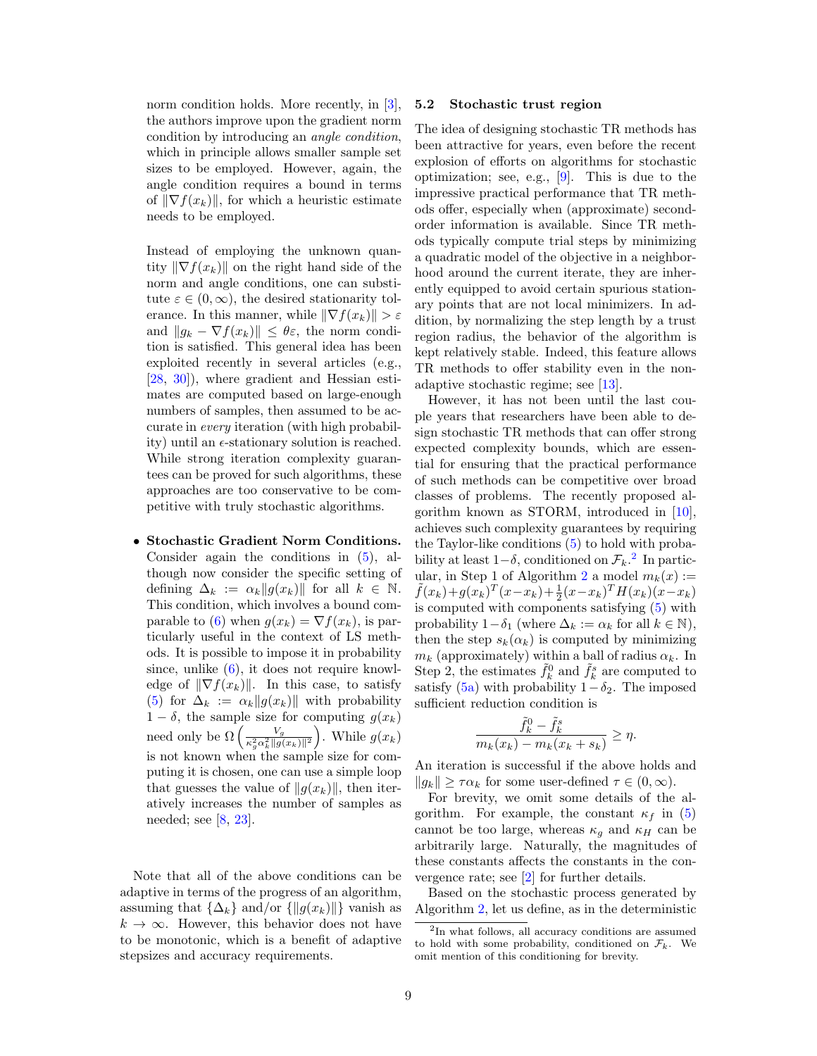norm condition holds. More recently, in [3], the authors improve upon the gradient norm condition by introducing an *angle condition*, which in principle allows smaller sample set sizes to be employed. However, again, the angle condition requires a bound in terms of $\|\nabla f(x_k)\|$, for which a heuristic estimate needs to be employed.

Instead of employing the unknown quantity $\|\nabla f(x_k)\|$ on the right hand side of the norm and angle conditions, one can substitute $\varepsilon \in (0, \infty)$, the desired stationarity tolerance. In this manner, while $\|\nabla f(x_k)\| > \varepsilon$ and $\|g_k - \nabla f(x_k)\| \leq \theta\varepsilon$, the norm condition is satisfied. This general idea has been exploited recently in several articles (e.g., [28, 30]), where gradient and Hessian estimates are computed based on large-enough numbers of samples, then assumed to be accurate in *every* iteration (with high probability) until an $\epsilon$-stationary solution is reached. While strong iteration complexity guarantees can be proved for such algorithms, these approaches are too conservative to be competitive with truly stochastic algorithms.

- **Stochastic Gradient Norm Conditions.** Consider again the conditions in (5), although now consider the specific setting of defining $\Delta_k := \alpha_k\|g(x_k)\|$ for all $k \in \mathbb{N}$. This condition, which involves a bound comparable to (6) when $g(x_k) = \nabla f(x_k)$, is particularly useful in the context of LS methods. It is possible to impose it in probability since, unlike (6), it does not require knowledge of $\|\nabla f(x_k)\|$. In this case, to satisfy (5) for $\Delta_k := \alpha_k\|g(x_k)\|$ with probability $1 - \delta$, the sample size for computing $g(x_k)$ need only be $\Omega\left(\frac{V_g}{\kappa_g^2\alpha_k^2\|g(x_k)\|^2}\right)$. While $g(x_k)$ is not known when the sample size for computing it is chosen, one can use a simple loop that guesses the value of $\|g(x_k)\|$, then iteratively increases the number of samples as needed; see [8, 23].

Note that all of the above conditions can be adaptive in terms of the progress of an algorithm, assuming that $\{\Delta_k\}$ and/or $\{\|g(x_k)\|\}$ vanish as $k \to \infty$. However, this behavior does not have to be monotonic, which is a benefit of adaptive stepsizes and accuracy requirements.

### 5.2 Stochastic trust region

The idea of designing stochastic TR methods has been attractive for years, even before the recent explosion of efforts on algorithms for stochastic optimization; see, e.g., [9]. This is due to the impressive practical performance that TR methods offer, especially when (approximate) second-order information is available. Since TR methods typically compute trial steps by minimizing a quadratic model of the objective in a neighborhood around the current iterate, they are inherently equipped to avoid certain spurious stationary points that are not local minimizers. In addition, by normalizing the step length by a trust region radius, the behavior of the algorithm is kept relatively stable. Indeed, this feature allows TR methods to offer stability even in the non-adaptive stochastic regime; see [13].

However, it has not been until the last couple years that researchers have been able to design stochastic TR methods that can offer strong expected complexity bounds, which are essential for ensuring that the practical performance of such methods can be competitive over broad classes of problems. The recently proposed algorithm known as STORM, introduced in [10], achieves such complexity guarantees by requiring the Taylor-like conditions (5) to hold with probability at least $1-\delta$, conditioned on $\mathcal{F}_k$.[2] In particular, in Step 1 of Algorithm 2 a model $m_k(x) := \tilde{f}(x_k) + g(x_k)^T(x-x_k) + \frac{1}{2}(x-x_k)^T H(x_k)(x-x_k)$ is computed with components satisfying (5) with probability $1-\delta_1$ (where $\Delta_k := \alpha_k$ for all $k \in \mathbb{N}$), then the step $s_k(\alpha_k)$ is computed by minimizing $m_k$ (approximately) within a ball of radius $\alpha_k$. In Step 2, the estimates $\tilde{f}_k^0$ and $\tilde{f}_k^s$ are computed to satisfy (5a) with probability $1-\delta_2$. The imposed sufficient reduction condition is

$$\frac{\tilde{f}_k^0 - \tilde{f}_k^s}{m_k(x_k) - m_k(x_k + s_k)} \geq \eta.$$

An iteration is successful if the above holds and $\|g_k\| \geq \tau\alpha_k$ for some user-defined $\tau \in (0, \infty)$.

For brevity, we omit some details of the algorithm. For example, the constant $\kappa_f$ in (5) cannot be too large, whereas $\kappa_g$ and $\kappa_H$ can be arbitrarily large. Naturally, the magnitudes of these constants affects the constants in the convergence rate; see [2] for further details.

Based on the stochastic process generated by Algorithm 2, let us define, as in the deterministic

[2] In what follows, all accuracy conditions are assumed to hold with some probability, conditioned on $\mathcal{F}_k$. We omit mention of this conditioning for brevity.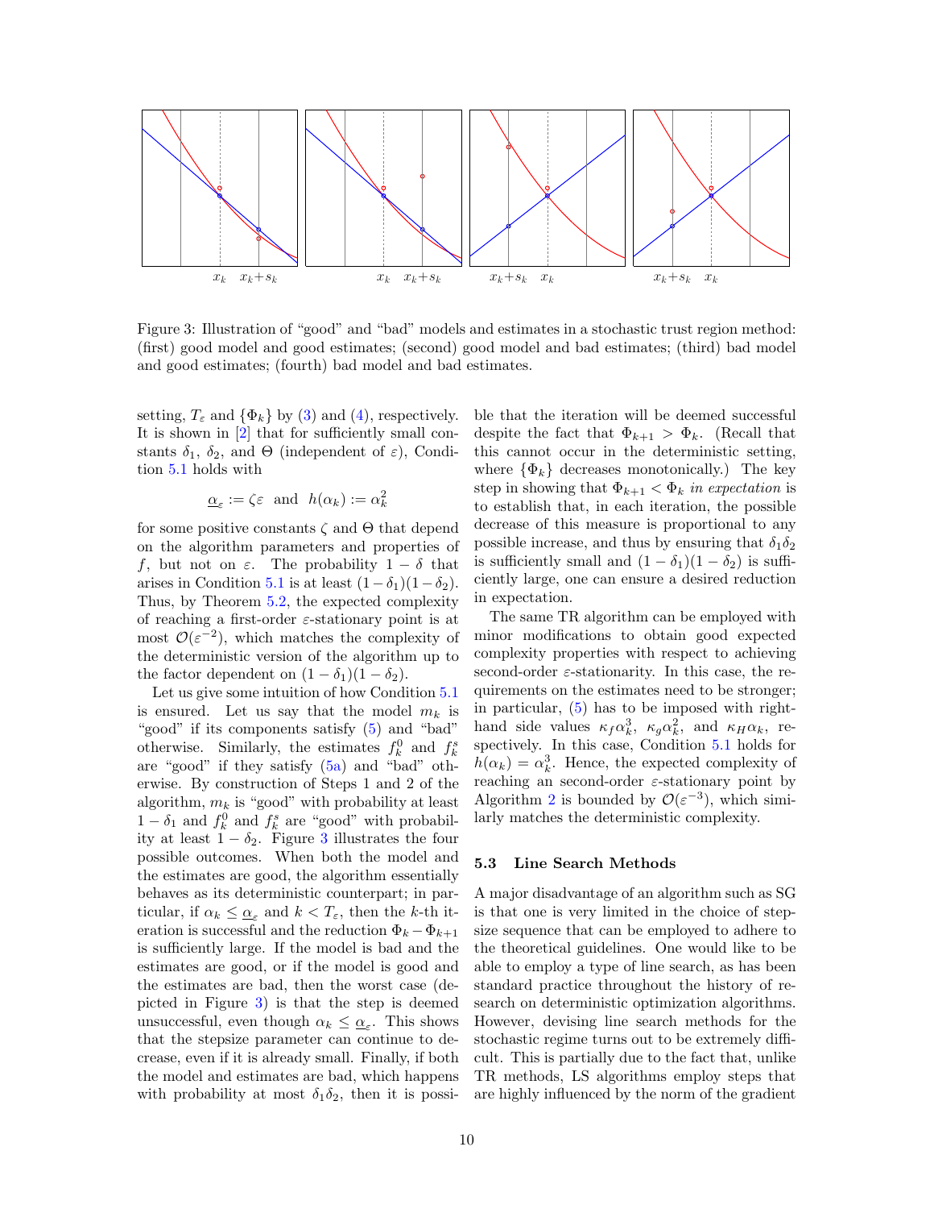Figure 3: Illustration of "good" and "bad" models and estimates in a stochastic trust region method: (first) good model and good estimates; (second) good model and bad estimates; (third) bad model and good estimates; (fourth) bad model and bad estimates.

setting, $T_\varepsilon$ and $\{\Phi_k\}$ by (3) and (4), respectively. It is shown in [2] that for sufficiently small constants $\delta_1$, $\delta_2$, and $\Theta$ (independent of $\varepsilon$), Condition 5.1 holds with

$$\underline{\alpha}_\varepsilon := \zeta\varepsilon \quad \text{and} \quad h(\alpha_k) := \alpha_k^2$$

for some positive constants $\zeta$ and $\Theta$ that depend on the algorithm parameters and properties of $f$, but not on $\varepsilon$. The probability $1-\delta$ that arises in Condition 5.1 is at least $(1-\delta_1)(1-\delta_2)$. Thus, by Theorem 5.2, the expected complexity of reaching a first-order $\varepsilon$-stationary point is at most $\mathcal{O}(\varepsilon^{-2})$, which matches the complexity of the deterministic version of the algorithm up to the factor dependent on $(1-\delta_1)(1-\delta_2)$.

Let us give some intuition of how Condition 5.1 is ensured. Let us say that the model $m_k$ is "good" if its components satisfy (5) and "bad" otherwise. Similarly, the estimates $f_k^0$ and $f_k^s$ are "good" if they satisfy (5a) and "bad" otherwise. By construction of Steps 1 and 2 of the algorithm, $m_k$ is "good" with probability at least $1-\delta_1$ and $f_k^0$ and $f_k^s$ are "good" with probability at least $1-\delta_2$. Figure 3 illustrates the four possible outcomes. When both the model and the estimates are good, the algorithm essentially behaves as its deterministic counterpart; in particular, if $\alpha_k \le \underline{\alpha}_\varepsilon$ and $k < T_\varepsilon$, then the $k$-th iteration is successful and the reduction $\Phi_k - \Phi_{k+1}$ is sufficiently large. If the model is bad and the estimates are good, or if the model is good and the estimates are bad, then the worst case (depicted in Figure 3) is that the step is deemed unsuccessful, even though $\alpha_k \le \underline{\alpha}_\varepsilon$. This shows that the stepsize parameter can continue to decrease, even if it is already small. Finally, if both the model and estimates are bad, which happens with probability at most $\delta_1\delta_2$, then it is possible that the iteration will be deemed successful despite the fact that $\Phi_{k+1} > \Phi_k$. (Recall that this cannot occur in the deterministic setting, where $\{\Phi_k\}$ decreases monotonically.) The key step in showing that $\Phi_{k+1} < \Phi_k$ *in expectation* is to establish that, in each iteration, the possible decrease of this measure is proportional to any possible increase, and thus by ensuring that $\delta_1\delta_2$ is sufficiently small and $(1-\delta_1)(1-\delta_2)$ is sufficiently large, one can ensure a desired reduction in expectation.

The same TR algorithm can be employed with minor modifications to obtain good expected complexity properties with respect to achieving second-order $\varepsilon$-stationarity. In this case, the requirements on the estimates need to be stronger; in particular, (5) has to be imposed with right-hand side values $\kappa_f\alpha_k^3$, $\kappa_g\alpha_k^2$, and $\kappa_H\alpha_k$, respectively. In this case, Condition 5.1 holds for $h(\alpha_k) = \alpha_k^3$. Hence, the expected complexity of reaching an second-order $\varepsilon$-stationary point by Algorithm 2 is bounded by $\mathcal{O}(\varepsilon^{-3})$, which similarly matches the deterministic complexity.

### 5.3 Line Search Methods

A major disadvantage of an algorithm such as SG is that one is very limited in the choice of stepsize sequence that can be employed to adhere to the theoretical guidelines. One would like to be able to employ a type of line search, as has been standard practice throughout the history of research on deterministic optimization algorithms. However, devising line search methods for the stochastic regime turns out to be extremely difficult. This is partially due to the fact that, unlike TR methods, LS algorithms employ steps that are highly influenced by the norm of the gradient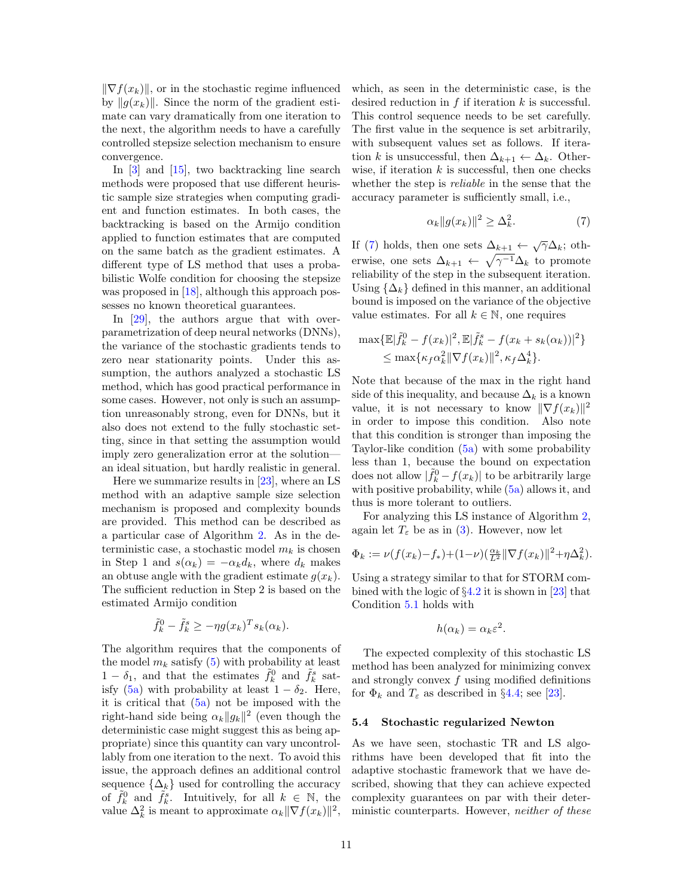$\|\nabla f(x_k)\|$, or in the stochastic regime influenced by $\|g(x_k)\|$. Since the norm of the gradient estimate can vary dramatically from one iteration to the next, the algorithm needs to have a carefully controlled stepsize selection mechanism to ensure convergence.

In [3] and [15], two backtracking line search methods were proposed that use different heuristic sample size strategies when computing gradient and function estimates. In both cases, the backtracking is based on the Armijo condition applied to function estimates that are computed on the same batch as the gradient estimates. A different type of LS method that uses a probabilistic Wolfe condition for choosing the stepsize was proposed in [18], although this approach possesses no known theoretical guarantees.

In [29], the authors argue that with overparametrization of deep neural networks (DNNs), the variance of the stochastic gradients tends to zero near stationarity points. Under this assumption, the authors analyzed a stochastic LS method, which has good practical performance in some cases. However, not only is such an assumption unreasonably strong, even for DNNs, but it also does not extend to the fully stochastic setting, since in that setting the assumption would imply zero generalization error at the solution—an ideal situation, but hardly realistic in general.

Here we summarize results in [23], where an LS method with an adaptive sample size selection mechanism is proposed and complexity bounds are provided. This method can be described as a particular case of Algorithm 2. As in the deterministic case, a stochastic model $m_k$ is chosen in Step 1 and $s(\alpha_k) = -\alpha_k d_k$, where $d_k$ makes an obtuse angle with the gradient estimate $g(x_k)$. The sufficient reduction in Step 2 is based on the estimated Armijo condition

$$\tilde{f}_k^0 - \tilde{f}_k^s \geq -\eta g(x_k)^T s_k(\alpha_k).$$

The algorithm requires that the components of the model $m_k$ satisfy (5) with probability at least $1-\delta_1$, and that the estimates $\tilde{f}_k^0$ and $\tilde{f}_k^s$ satisfy (5a) with probability at least $1-\delta_2$. Here, it is critical that (5a) not be imposed with the right-hand side being $\alpha_k\|g_k\|^2$ (even though the deterministic case might suggest this as being appropriate) since this quantity can vary uncontrollably from one iteration to the next. To avoid this issue, the approach defines an additional control sequence $\{\Delta_k\}$ used for controlling the accuracy of $\tilde{f}_k^0$ and $\tilde{f}_k^s$. Intuitively, for all $k \in \mathbb{N}$, the value $\Delta_k^2$ is meant to approximate $\alpha_k\|\nabla f(x_k)\|^2$, which, as seen in the deterministic case, is the desired reduction in $f$ if iteration $k$ is successful. This control sequence needs to be set carefully. The first value in the sequence is set arbitrarily, with subsequent values set as follows. If iteration $k$ is unsuccessful, then $\Delta_{k+1} \leftarrow \Delta_k$. Otherwise, if iteration $k$ is successful, then one checks whether the step is *reliable* in the sense that the accuracy parameter is sufficiently small, i.e.,

$$\alpha_k\|g(x_k)\|^2 \geq \Delta_k^2. \tag{7}$$

If (7) holds, then one sets $\Delta_{k+1} \leftarrow \sqrt{\gamma}\Delta_k$; otherwise, one sets $\Delta_{k+1} \leftarrow \sqrt{\gamma^{-1}}\Delta_k$ to promote reliability of the step in the subsequent iteration. Using $\{\Delta_k\}$ defined in this manner, an additional bound is imposed on the variance of the objective value estimates. For all $k \in \mathbb{N}$, one requires

$$\begin{aligned}\max\{\mathbb{E}|\tilde{f}_k^0 - f(x_k)|^2, \mathbb{E}|\tilde{f}_k^s - f(x_k + s_k(\alpha_k))|^2\} \\ \leq \max\{\kappa_f\alpha_k^2\|\nabla f(x_k)\|^2, \kappa_f\Delta_k^4\}.\end{aligned}$$

Note that because of the max in the right hand side of this inequality, and because $\Delta_k$ is a known value, it is not necessary to know $\|\nabla f(x_k)\|^2$ in order to impose this condition. Also note that this condition is stronger than imposing the Taylor-like condition (5a) with some probability less than 1, because the bound on expectation does not allow $|\tilde{f}_k^0 - f(x_k)|$ to be arbitrarily large with positive probability, while (5a) allows it, and thus is more tolerant to outliers.

For analyzing this LS instance of Algorithm 2, again let $T_\varepsilon$ be as in (3). However, now let

$$\Phi_k := \nu(f(x_k) - f_*) + (1-\nu)(\tfrac{\alpha_k}{L^2}\|\nabla f(x_k)\|^2 + \eta\Delta_k^2).$$

Using a strategy similar to that for STORM combined with the logic of §4.2 it is shown in [23] that Condition 5.1 holds with

$$h(\alpha_k) = \alpha_k\varepsilon^2.$$

The expected complexity of this stochastic LS method has been analyzed for minimizing convex and strongly convex $f$ using modified definitions for $\Phi_k$ and $T_\varepsilon$ as described in §4.4; see [23].

### 5.4 Stochastic regularized Newton

As we have seen, stochastic TR and LS algorithms have been developed that fit into the adaptive stochastic framework that we have described, showing that they can achieve expected complexity guarantees on par with their deterministic counterparts. However, *neither of these*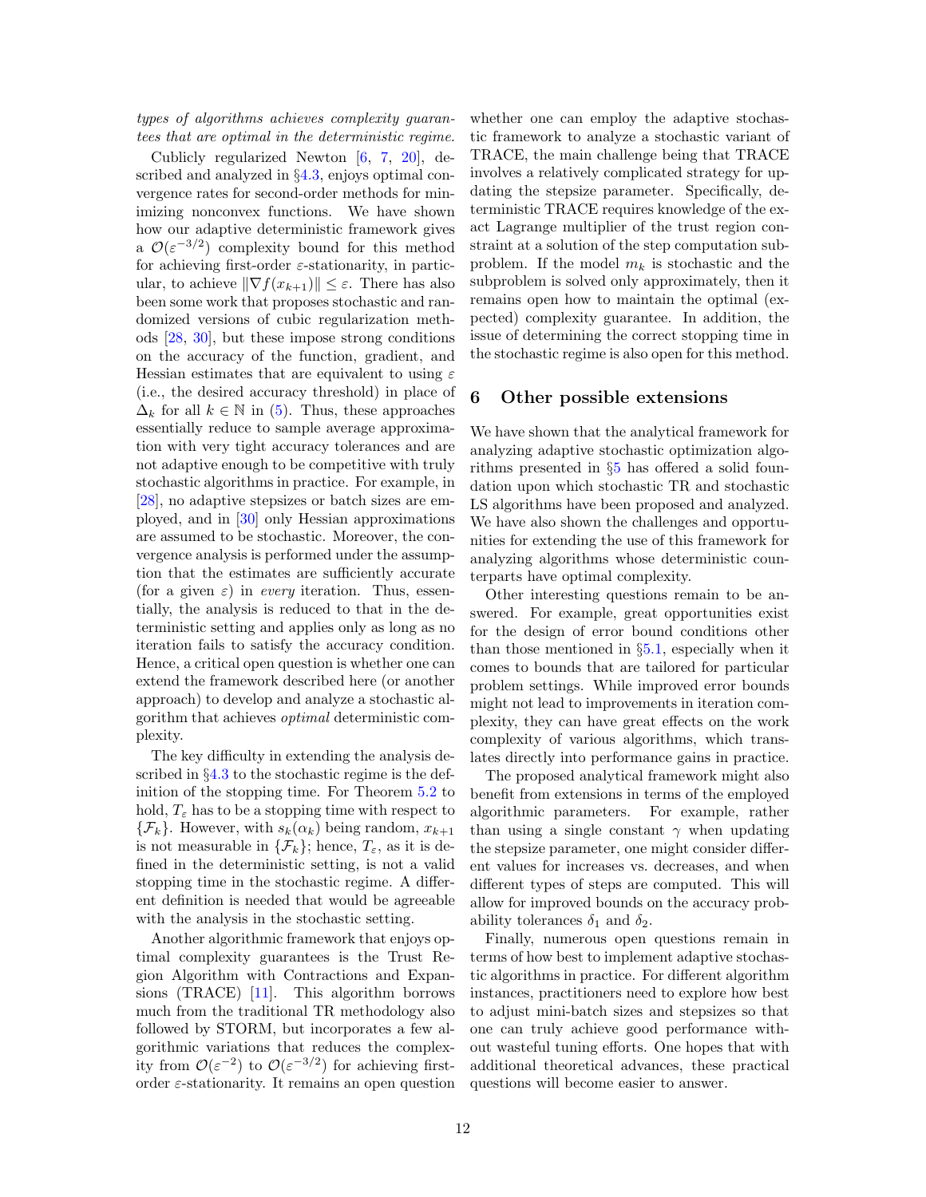*types of algorithms achieves complexity guarantees that are optimal in the deterministic regime.*

Cublicly regularized Newton [6, 7, 20], described and analyzed in §4.3, enjoys optimal convergence rates for second-order methods for minimizing nonconvex functions. We have shown how our adaptive deterministic framework gives a $\mathcal{O}(\varepsilon^{-3/2})$ complexity bound for this method for achieving first-order $\varepsilon$-stationarity, in particular, to achieve $\|\nabla f(x_{k+1})\| \leq \varepsilon$. There has also been some work that proposes stochastic and randomized versions of cubic regularization methods [28, 30], but these impose strong conditions on the accuracy of the function, gradient, and Hessian estimates that are equivalent to using $\varepsilon$ (i.e., the desired accuracy threshold) in place of $\Delta_k$ for all $k \in \mathbb{N}$ in (5). Thus, these approaches essentially reduce to sample average approximation with very tight accuracy tolerances and are not adaptive enough to be competitive with truly stochastic algorithms in practice. For example, in [28], no adaptive stepsizes or batch sizes are employed, and in [30] only Hessian approximations are assumed to be stochastic. Moreover, the convergence analysis is performed under the assumption that the estimates are sufficiently accurate (for a given $\varepsilon$) in *every* iteration. Thus, essentially, the analysis is reduced to that in the deterministic setting and applies only as long as no iteration fails to satisfy the accuracy condition. Hence, a critical open question is whether one can extend the framework described here (or another approach) to develop and analyze a stochastic algorithm that achieves *optimal* deterministic complexity.

The key difficulty in extending the analysis described in §4.3 to the stochastic regime is the definition of the stopping time. For Theorem 5.2 to hold, $T_\varepsilon$ has to be a stopping time with respect to $\{\mathcal{F}_k\}$. However, with $s_k(\alpha_k)$ being random, $x_{k+1}$ is not measurable in $\{\mathcal{F}_k\}$; hence, $T_\varepsilon$, as it is defined in the deterministic setting, is not a valid stopping time in the stochastic regime. A different definition is needed that would be agreeable with the analysis in the stochastic setting.

Another algorithmic framework that enjoys optimal complexity guarantees is the Trust Region Algorithm with Contractions and Expansions (TRACE) [11]. This algorithm borrows much from the traditional TR methodology also followed by STORM, but incorporates a few algorithmic variations that reduces the complexity from $\mathcal{O}(\varepsilon^{-2})$ to $\mathcal{O}(\varepsilon^{-3/2})$ for achieving first-order $\varepsilon$-stationarity. It remains an open question whether one can employ the adaptive stochastic framework to analyze a stochastic variant of TRACE, the main challenge being that TRACE involves a relatively complicated strategy for updating the stepsize parameter. Specifically, deterministic TRACE requires knowledge of the exact Lagrange multiplier of the trust region constraint at a solution of the step computation subproblem. If the model $m_k$ is stochastic and the subproblem is solved only approximately, then it remains open how to maintain the optimal (expected) complexity guarantee. In addition, the issue of determining the correct stopping time in the stochastic regime is also open for this method.

## 6 Other possible extensions

We have shown that the analytical framework for analyzing adaptive stochastic optimization algorithms presented in §5 has offered a solid foundation upon which stochastic TR and stochastic LS algorithms have been proposed and analyzed. We have also shown the challenges and opportunities for extending the use of this framework for analyzing algorithms whose deterministic counterparts have optimal complexity.

Other interesting questions remain to be answered. For example, great opportunities exist for the design of error bound conditions other than those mentioned in §5.1, especially when it comes to bounds that are tailored for particular problem settings. While improved error bounds might not lead to improvements in iteration complexity, they can have great effects on the work complexity of various algorithms, which translates directly into performance gains in practice.

The proposed analytical framework might also benefit from extensions in terms of the employed algorithmic parameters. For example, rather than using a single constant $\gamma$ when updating the stepsize parameter, one might consider different values for increases vs. decreases, and when different types of steps are computed. This will allow for improved bounds on the accuracy probability tolerances $\delta_1$ and $\delta_2$.

Finally, numerous open questions remain in terms of how best to implement adaptive stochastic algorithms in practice. For different algorithm instances, practitioners need to explore how best to adjust mini-batch sizes and stepsizes so that one can truly achieve good performance without wasteful tuning efforts. One hopes that with additional theoretical advances, these practical questions will become easier to answer.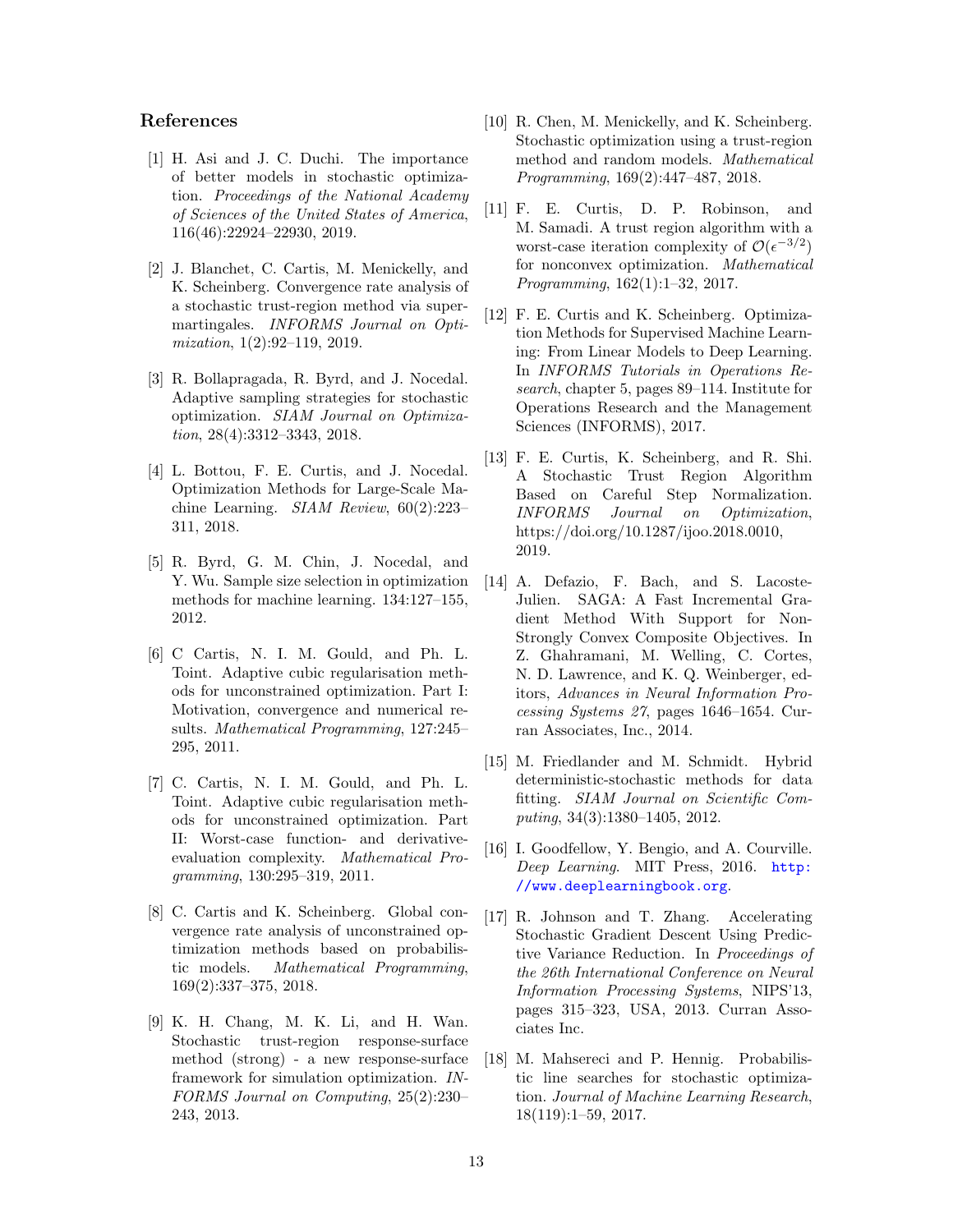## References

[1] H. Asi and J. C. Duchi. The importance of better models in stochastic optimization. *Proceedings of the National Academy of Sciences of the United States of America*, 116(46):22924–22930, 2019.

[2] J. Blanchet, C. Cartis, M. Menickelly, and K. Scheinberg. Convergence rate analysis of a stochastic trust-region method via supermartingales. *INFORMS Journal on Optimization*, 1(2):92–119, 2019.

[3] R. Bollapragada, R. Byrd, and J. Nocedal. Adaptive sampling strategies for stochastic optimization. *SIAM Journal on Optimization*, 28(4):3312–3343, 2018.

[4] L. Bottou, F. E. Curtis, and J. Nocedal. Optimization Methods for Large-Scale Machine Learning. *SIAM Review*, 60(2):223–311, 2018.

[5] R. Byrd, G. M. Chin, J. Nocedal, and Y. Wu. Sample size selection in optimization methods for machine learning. 134:127–155, 2012.

[6] C Cartis, N. I. M. Gould, and Ph. L. Toint. Adaptive cubic regularisation methods for unconstrained optimization. Part I: Motivation, convergence and numerical results. *Mathematical Programming*, 127:245–295, 2011.

[7] C. Cartis, N. I. M. Gould, and Ph. L. Toint. Adaptive cubic regularisation methods for unconstrained optimization. Part II: Worst-case function- and derivative-evaluation complexity. *Mathematical Programming*, 130:295–319, 2011.

[8] C. Cartis and K. Scheinberg. Global convergence rate analysis of unconstrained optimization methods based on probabilistic models. *Mathematical Programming*, 169(2):337–375, 2018.

[9] K. H. Chang, M. K. Li, and H. Wan. Stochastic trust-region response-surface method (strong) - a new response-surface framework for simulation optimization. *INFORMS Journal on Computing*, 25(2):230–243, 2013.

[10] R. Chen, M. Menickelly, and K. Scheinberg. Stochastic optimization using a trust-region method and random models. *Mathematical Programming*, 169(2):447–487, 2018.

[11] F. E. Curtis, D. P. Robinson, and M. Samadi. A trust region algorithm with a worst-case iteration complexity of $\mathcal{O}(\epsilon^{-3/2})$ for nonconvex optimization. *Mathematical Programming*, 162(1):1–32, 2017.

[12] F. E. Curtis and K. Scheinberg. Optimization Methods for Supervised Machine Learning: From Linear Models to Deep Learning. In *INFORMS Tutorials in Operations Research*, chapter 5, pages 89–114. Institute for Operations Research and the Management Sciences (INFORMS), 2017.

[13] F. E. Curtis, K. Scheinberg, and R. Shi. A Stochastic Trust Region Algorithm Based on Careful Step Normalization. *INFORMS Journal on Optimization*, https://doi.org/10.1287/ijoo.2018.0010, 2019.

[14] A. Defazio, F. Bach, and S. Lacoste-Julien. SAGA: A Fast Incremental Gradient Method With Support for Non-Strongly Convex Composite Objectives. In Z. Ghahramani, M. Welling, C. Cortes, N. D. Lawrence, and K. Q. Weinberger, editors, *Advances in Neural Information Processing Systems 27*, pages 1646–1654. Curran Associates, Inc., 2014.

[15] M. Friedlander and M. Schmidt. Hybrid deterministic-stochastic methods for data fitting. *SIAM Journal on Scientific Computing*, 34(3):1380–1405, 2012.

[16] I. Goodfellow, Y. Bengio, and A. Courville. *Deep Learning*. MIT Press, 2016. http://www.deeplearningbook.org.

[17] R. Johnson and T. Zhang. Accelerating Stochastic Gradient Descent Using Predictive Variance Reduction. In *Proceedings of the 26th International Conference on Neural Information Processing Systems*, NIPS'13, pages 315–323, USA, 2013. Curran Associates Inc.

[18] M. Mahsereci and P. Hennig. Probabilistic line searches for stochastic optimization. *Journal of Machine Learning Research*, 18(119):1–59, 2017.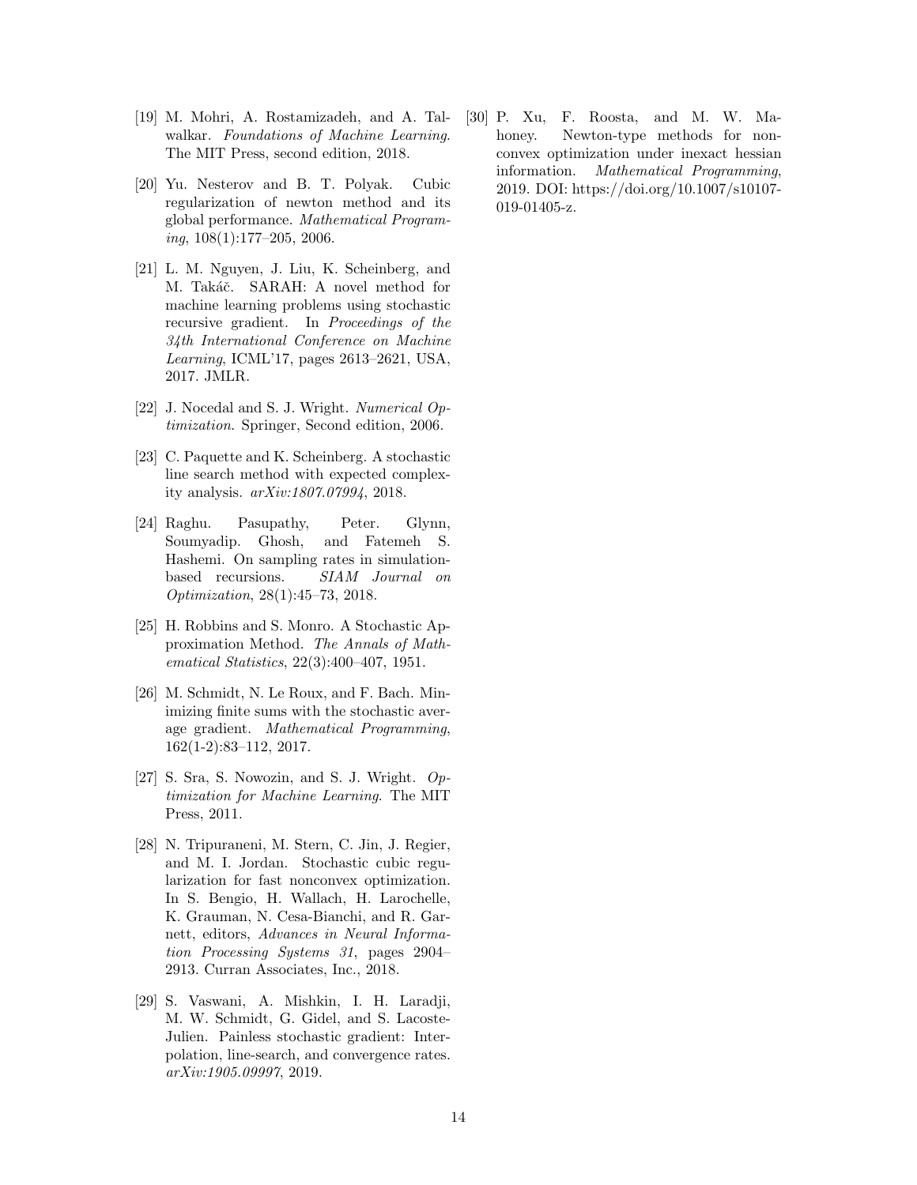[19] M. Mohri, A. Rostamizadeh, and A. Talwalkar. *Foundations of Machine Learning*. The MIT Press, second edition, 2018.

[20] Yu. Nesterov and B. T. Polyak. Cubic regularization of newton method and its global performance. *Mathematical Programming*, 108(1):177–205, 2006.

[21] L. M. Nguyen, J. Liu, K. Scheinberg, and M. Takáč. SARAH: A novel method for machine learning problems using stochastic recursive gradient. In *Proceedings of the 34th International Conference on Machine Learning*, ICML'17, pages 2613–2621, USA, 2017. JMLR.

[22] J. Nocedal and S. J. Wright. *Numerical Optimization*. Springer, Second edition, 2006.

[23] C. Paquette and K. Scheinberg. A stochastic line search method with expected complexity analysis. *arXiv:1807.07994*, 2018.

[24] Raghu. Pasupathy, Peter. Glynn, Soumyadip. Ghosh, and Fatemeh S. Hashemi. On sampling rates in simulation-based recursions. *SIAM Journal on Optimization*, 28(1):45–73, 2018.

[25] H. Robbins and S. Monro. A Stochastic Approximation Method. *The Annals of Mathematical Statistics*, 22(3):400–407, 1951.

[26] M. Schmidt, N. Le Roux, and F. Bach. Minimizing finite sums with the stochastic average gradient. *Mathematical Programming*, 162(1-2):83–112, 2017.

[27] S. Sra, S. Nowozin, and S. J. Wright. *Optimization for Machine Learning*. The MIT Press, 2011.

[28] N. Tripuraneni, M. Stern, C. Jin, J. Regier, and M. I. Jordan. Stochastic cubic regularization for fast nonconvex optimization. In S. Bengio, H. Wallach, H. Larochelle, K. Grauman, N. Cesa-Bianchi, and R. Garnett, editors, *Advances in Neural Information Processing Systems 31*, pages 2904–2913. Curran Associates, Inc., 2018.

[29] S. Vaswani, A. Mishkin, I. H. Laradji, M. W. Schmidt, G. Gidel, and S. Lacoste-Julien. Painless stochastic gradient: Interpolation, line-search, and convergence rates. *arXiv:1905.09997*, 2019.

[30] P. Xu, F. Roosta, and M. W. Mahoney. Newton-type methods for non-convex optimization under inexact hessian information. *Mathematical Programming*, 2019. DOI: https://doi.org/10.1007/s10107-019-01405-z.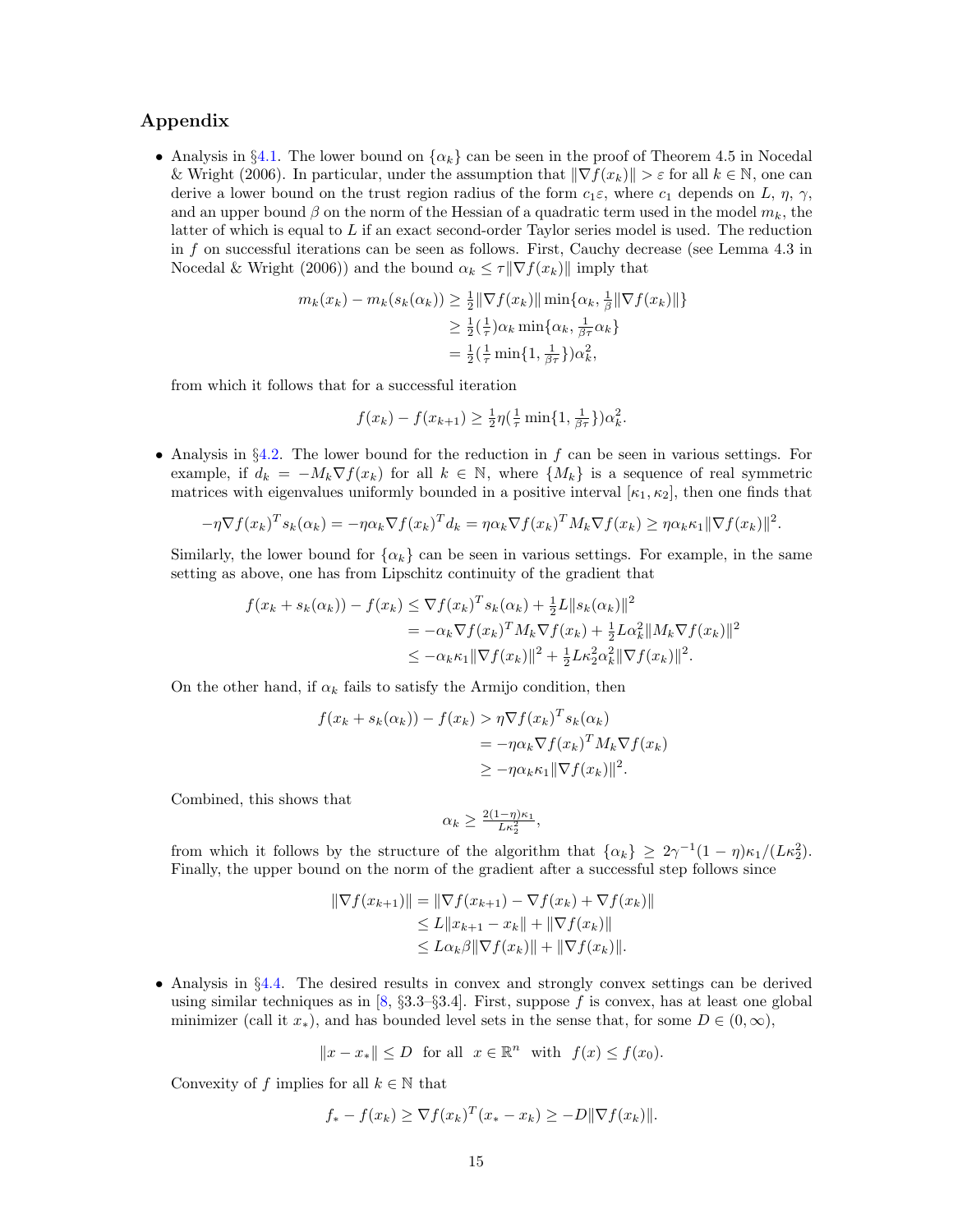## Appendix

- Analysis in §4.1. The lower bound on $\{\alpha_k\}$ can be seen in the proof of Theorem 4.5 in Nocedal & Wright (2006). In particular, under the assumption that $\|\nabla f(x_k)\| > \varepsilon$ for all $k \in \mathbb{N}$, one can derive a lower bound on the trust region radius of the form $c_1\varepsilon$, where $c_1$ depends on $L$, $\eta$, $\gamma$, and an upper bound $\beta$ on the norm of the Hessian of a quadratic term used in the model $m_k$, the latter of which is equal to $L$ if an exact second-order Taylor series model is used. The reduction in $f$ on successful iterations can be seen as follows. First, Cauchy decrease (see Lemma 4.3 in Nocedal & Wright (2006)) and the bound $\alpha_k \leq \tau\|\nabla f(x_k)\|$ imply that

$$\begin{aligned} m_k(x_k) - m_k(s_k(\alpha_k)) &\geq \tfrac{1}{2}\|\nabla f(x_k)\| \min\{\alpha_k, \tfrac{1}{\beta}\|\nabla f(x_k)\|\} \\ &\geq \tfrac{1}{2}(\tfrac{1}{\tau})\alpha_k \min\{\alpha_k, \tfrac{1}{\beta\tau}\alpha_k\} \\ &= \tfrac{1}{2}(\tfrac{1}{\tau}\min\{1, \tfrac{1}{\beta\tau}\})\alpha_k^2, \end{aligned}$$

from which it follows that for a successful iteration

$$f(x_k) - f(x_{k+1}) \geq \tfrac{1}{2}\eta(\tfrac{1}{\tau}\min\{1, \tfrac{1}{\beta\tau}\})\alpha_k^2.$$

- Analysis in §4.2. The lower bound for the reduction in $f$ can be seen in various settings. For example, if $d_k = -M_k\nabla f(x_k)$ for all $k \in \mathbb{N}$, where $\{M_k\}$ is a sequence of real symmetric matrices with eigenvalues uniformly bounded in a positive interval $[\kappa_1, \kappa_2]$, then one finds that

$$-\eta\nabla f(x_k)^T s_k(\alpha_k) = -\eta\alpha_k\nabla f(x_k)^T d_k = \eta\alpha_k\nabla f(x_k)^T M_k\nabla f(x_k) \geq \eta\alpha_k\kappa_1\|\nabla f(x_k)\|^2.$$

Similarly, the lower bound for $\{\alpha_k\}$ can be seen in various settings. For example, in the same setting as above, one has from Lipschitz continuity of the gradient that

$$\begin{aligned} f(x_k + s_k(\alpha_k)) - f(x_k) &\leq \nabla f(x_k)^T s_k(\alpha_k) + \tfrac{1}{2}L\|s_k(\alpha_k)\|^2 \\ &= -\alpha_k\nabla f(x_k)^T M_k\nabla f(x_k) + \tfrac{1}{2}L\alpha_k^2\|M_k\nabla f(x_k)\|^2 \\ &\leq -\alpha_k\kappa_1\|\nabla f(x_k)\|^2 + \tfrac{1}{2}L\kappa_2^2\alpha_k^2\|\nabla f(x_k)\|^2. \end{aligned}$$

On the other hand, if $\alpha_k$ fails to satisfy the Armijo condition, then

$$\begin{aligned} f(x_k + s_k(\alpha_k)) - f(x_k) &> \eta\nabla f(x_k)^T s_k(\alpha_k) \\ &= -\eta\alpha_k\nabla f(x_k)^T M_k\nabla f(x_k) \\ &\geq -\eta\alpha_k\kappa_1\|\nabla f(x_k)\|^2. \end{aligned}$$

Combined, this shows that

$$\alpha_k \geq \tfrac{2(1-\eta)\kappa_1}{L\kappa_2^2},$$

from which it follows by the structure of the algorithm that $\{\alpha_k\} \geq 2\gamma^{-1}(1-\eta)\kappa_1/(L\kappa_2^2)$. Finally, the upper bound on the norm of the gradient after a successful step follows since

$$\begin{aligned} \|\nabla f(x_{k+1})\| &= \|\nabla f(x_{k+1}) - \nabla f(x_k) + \nabla f(x_k)\| \\ &\leq L\|x_{k+1} - x_k\| + \|\nabla f(x_k)\| \\ &\leq L\alpha_k\beta\|\nabla f(x_k)\| + \|\nabla f(x_k)\|. \end{aligned}$$

- Analysis in §4.4. The desired results in convex and strongly convex settings can be derived using similar techniques as in [8, §3.3–§3.4]. First, suppose $f$ is convex, has at least one global minimizer (call it $x_*$), and has bounded level sets in the sense that, for some $D \in (0, \infty)$,

$$\|x - x_*\| \leq D \ \text{ for all } \ x \in \mathbb{R}^n \ \text{ with } \ f(x) \leq f(x_0).$$

Convexity of $f$ implies for all $k \in \mathbb{N}$ that

$$f_* - f(x_k) \geq \nabla f(x_k)^T(x_* - x_k) \geq -D\|\nabla f(x_k)\|.$$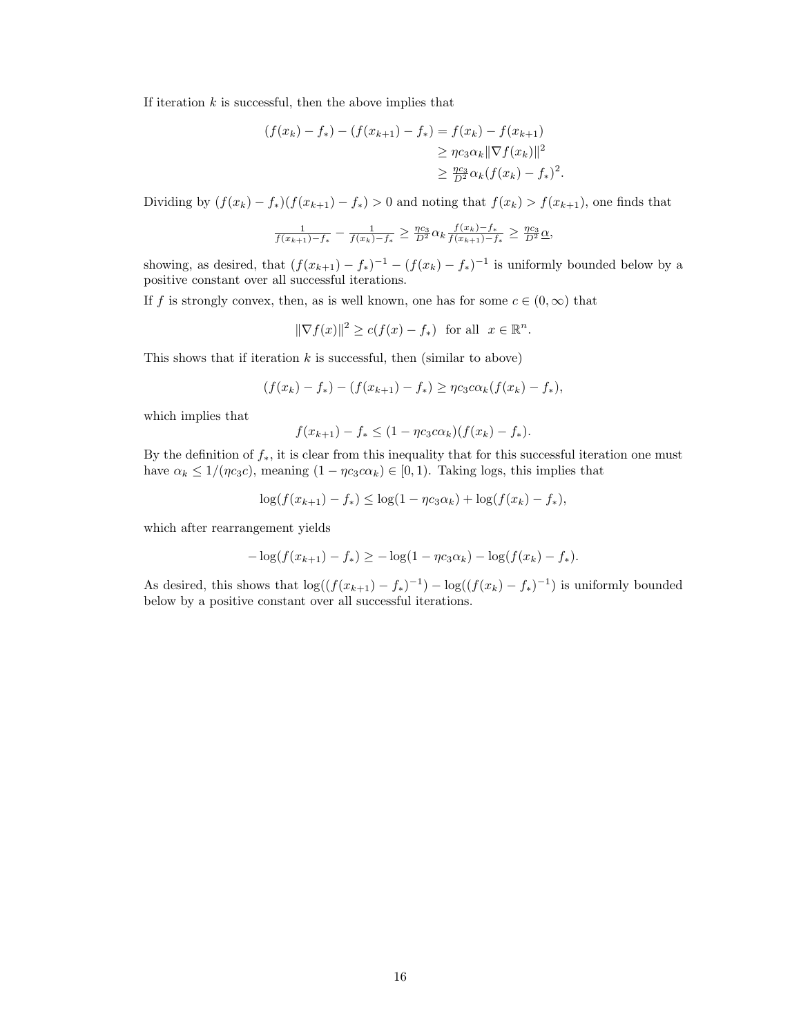If iteration $k$ is successful, then the above implies that

$$
\begin{aligned}
(f(x_k) - f_*) - (f(x_{k+1}) - f_*) &= f(x_k) - f(x_{k+1}) \\
&\geq \eta c_3 \alpha_k \|\nabla f(x_k)\|^2 \\
&\geq \tfrac{\eta c_3}{D^2} \alpha_k (f(x_k) - f_*)^2.
\end{aligned}
$$

Dividing by $(f(x_k) - f_*)(f(x_{k+1}) - f_*) > 0$ and noting that $f(x_k) > f(x_{k+1})$, one finds that

$$
\tfrac{1}{f(x_{k+1}) - f_*} - \tfrac{1}{f(x_k) - f_*} \geq \tfrac{\eta c_3}{D^2} \alpha_k \tfrac{f(x_k) - f_*}{f(x_{k+1}) - f_*} \geq \tfrac{\eta c_3}{D^2} \underline{\alpha},
$$

showing, as desired, that $(f(x_{k+1}) - f_*)^{-1} - (f(x_k) - f_*)^{-1}$ is uniformly bounded below by a positive constant over all successful iterations.

If $f$ is strongly convex, then, as is well known, one has for some $c \in (0, \infty)$ that

$$
\|\nabla f(x)\|^2 \geq c(f(x) - f_*) \ \text{ for all } \ x \in \mathbb{R}^n.
$$

This shows that if iteration $k$ is successful, then (similar to above)

$$
(f(x_k) - f_*) - (f(x_{k+1}) - f_*) \geq \eta c_3 c \alpha_k (f(x_k) - f_*),
$$

which implies that

$$
f(x_{k+1}) - f_* \leq (1 - \eta c_3 c \alpha_k)(f(x_k) - f_*).
$$

By the definition of $f_*$, it is clear from this inequality that for this successful iteration one must have $\alpha_k \leq 1/(\eta c_3 c)$, meaning $(1 - \eta c_3 c \alpha_k) \in [0, 1)$. Taking logs, this implies that

$$
\log(f(x_{k+1}) - f_*) \leq \log(1 - \eta c_3 \alpha_k) + \log(f(x_k) - f_*),
$$

which after rearrangement yields

$$
-\log(f(x_{k+1}) - f_*) \geq -\log(1 - \eta c_3 \alpha_k) - \log(f(x_k) - f_*).
$$

As desired, this shows that $\log((f(x_{k+1}) - f_*)^{-1}) - \log((f(x_k) - f_*)^{-1})$ is uniformly bounded below by a positive constant over all successful iterations.